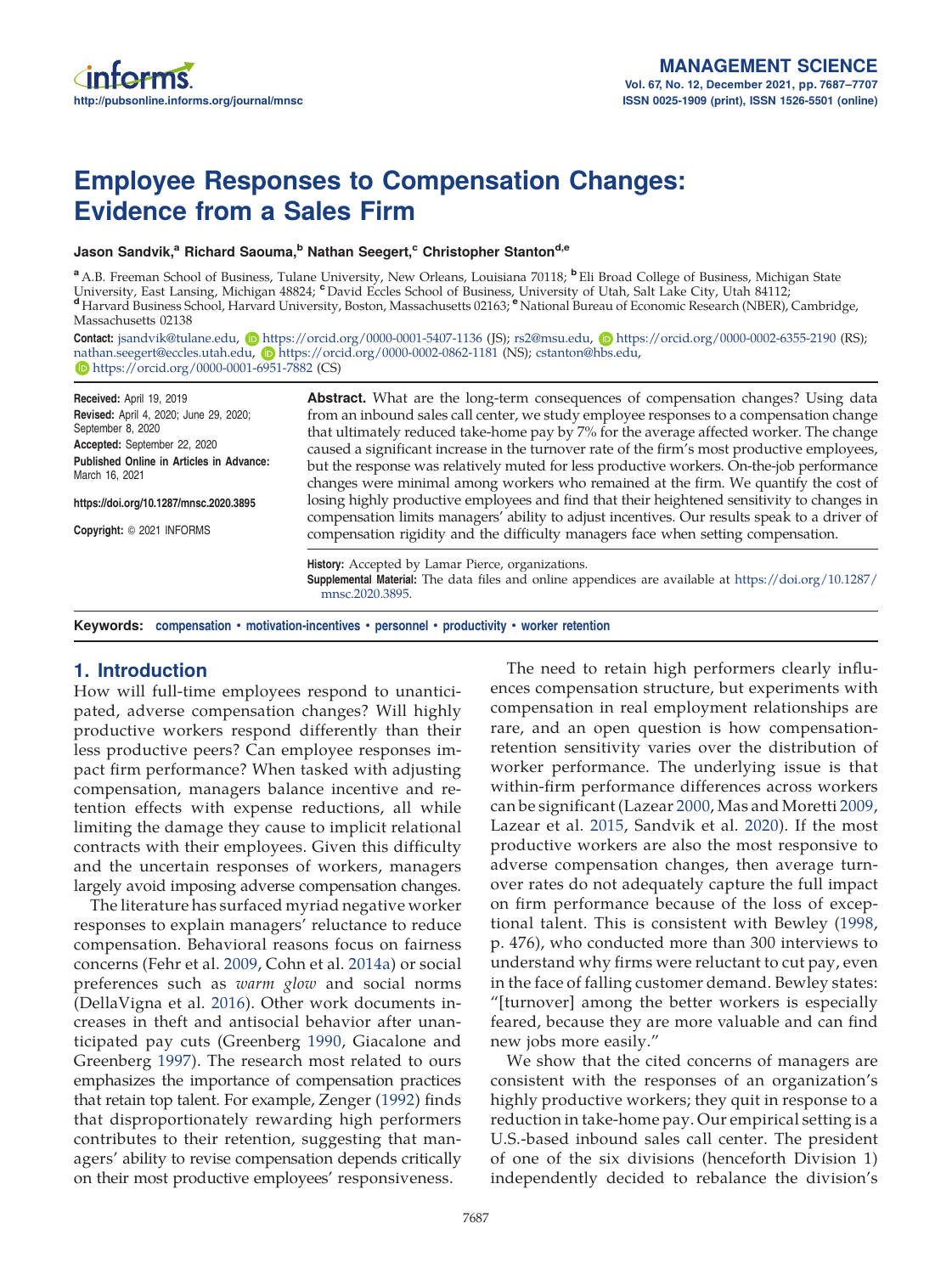# Employee Responses to Compensation Changes: Evidence from a Sales Firm

**Jason Sandvik,[a] Richard Saouma,[b] Nathan Seegert,[c] Christopher Stanton[d,e]**

[a] A.B. Freeman School of Business, Tulane University, New Orleans, Louisiana 70118; [b] Eli Broad College of Business, Michigan State University, East Lansing, Michigan 48824; [c] David Eccles School of Business, University of Utah, Salt Lake City, Utah 84112; [d] Harvard Business School, Harvard University, Boston, Massachusetts 02163; [e] National Bureau of Economic Research (NBER), Cambridge, Massachusetts 02138

**Contact:** jsandvik@tulane.edu, https://orcid.org/0000-0001-5407-1136 (JS); rs2@msu.edu, https://orcid.org/0000-0002-6355-2190 (RS); nathan.seegert@eccles.utah.edu, https://orcid.org/0000-0002-0862-1181 (NS); cstanton@hbs.edu, https://orcid.org/0000-0001-6951-7882 (CS)

**Received:** April 19, 2019
**Revised:** April 4, 2020; June 29, 2020; September 8, 2020
**Accepted:** September 22, 2020
**Published Online in Articles in Advance:** March 16, 2021

https://doi.org/10.1287/mnsc.2020.3895

**Copyright:** © 2021 INFORMS

**Abstract.** What are the long-term consequences of compensation changes? Using data from an inbound sales call center, we study employee responses to a compensation change that ultimately reduced take-home pay by 7% for the average affected worker. The change caused a significant increase in the turnover rate of the firm's most productive employees, but the response was relatively muted for less productive workers. On-the-job performance changes were minimal among workers who remained at the firm. We quantify the cost of losing highly productive employees and find that their heightened sensitivity to changes in compensation limits managers' ability to adjust incentives. Our results speak to a driver of compensation rigidity and the difficulty managers face when setting compensation.

**History:** Accepted by Lamar Pierce, organizations.
**Supplemental Material:** The data files and online appendices are available at https://doi.org/10.1287/mnsc.2020.3895.

**Keywords:** compensation • motivation-incentives • personnel • productivity • worker retention

## 1. Introduction

How will full-time employees respond to unanticipated, adverse compensation changes? Will highly productive workers respond differently than their less productive peers? Can employee responses impact firm performance? When tasked with adjusting compensation, managers balance incentive and retention effects with expense reductions, all while limiting the damage they cause to implicit relational contracts with their employees. Given this difficulty and the uncertain responses of workers, managers largely avoid imposing adverse compensation changes.

The literature has surfaced myriad negative worker responses to explain managers' reluctance to reduce compensation. Behavioral reasons focus on fairness concerns (Fehr et al. 2009, Cohn et al. 2014a) or social preferences such as *warm glow* and social norms (DellaVigna et al. 2016). Other work documents increases in theft and antisocial behavior after unanticipated pay cuts (Greenberg 1990, Giacalone and Greenberg 1997). The research most related to ours emphasizes the importance of compensation practices that retain top talent. For example, Zenger (1992) finds that disproportionately rewarding high performers contributes to their retention, suggesting that managers' ability to revise compensation depends critically on their most productive employees' responsiveness.

The need to retain high performers clearly influences compensation structure, but experiments with compensation in real employment relationships are rare, and an open question is how compensation-retention sensitivity varies over the distribution of worker performance. The underlying issue is that within-firm performance differences across workers can be significant (Lazear 2000, Mas and Moretti 2009, Lazear et al. 2015, Sandvik et al. 2020). If the most productive workers are also the most responsive to adverse compensation changes, then average turnover rates do not adequately capture the full impact on firm performance because of the loss of exceptional talent. This is consistent with Bewley (1998, p. 476), who conducted more than 300 interviews to understand why firms were reluctant to cut pay, even in the face of falling customer demand. Bewley states: "[turnover] among the better workers is especially feared, because they are more valuable and can find new jobs more easily."

We show that the cited concerns of managers are consistent with the responses of an organization's highly productive workers; they quit in response to a reduction in take-home pay. Our empirical setting is a U.S.-based inbound sales call center. The president of one of the six divisions (henceforth Division 1) independently decided to rebalance the division's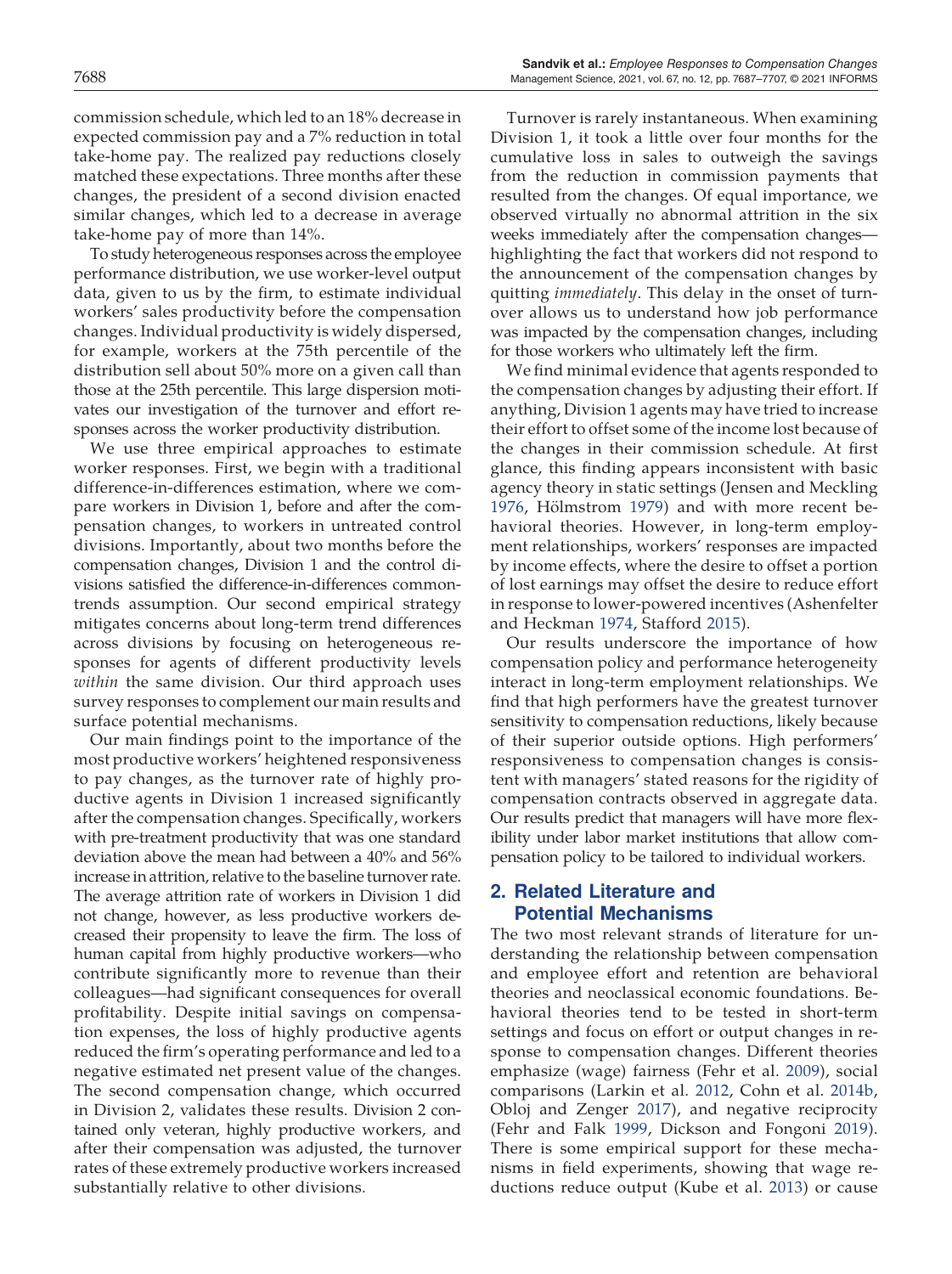commission schedule, which led to an 18% decrease in expected commission pay and a 7% reduction in total take-home pay. The realized pay reductions closely matched these expectations. Three months after these changes, the president of a second division enacted similar changes, which led to a decrease in average take-home pay of more than 14%.

To study heterogeneous responses across the employee performance distribution, we use worker-level output data, given to us by the firm, to estimate individual workers' sales productivity before the compensation changes. Individual productivity is widely dispersed, for example, workers at the 75th percentile of the distribution sell about 50% more on a given call than those at the 25th percentile. This large dispersion motivates our investigation of the turnover and effort responses across the worker productivity distribution.

We use three empirical approaches to estimate worker responses. First, we begin with a traditional difference-in-differences estimation, where we compare workers in Division 1, before and after the compensation changes, to workers in untreated control divisions. Importantly, about two months before the compensation changes, Division 1 and the control divisions satisfied the difference-in-differences common-trends assumption. Our second empirical strategy mitigates concerns about long-term trend differences across divisions by focusing on heterogeneous responses for agents of different productivity levels *within* the same division. Our third approach uses survey responses to complement our main results and surface potential mechanisms.

Our main findings point to the importance of the most productive workers' heightened responsiveness to pay changes, as the turnover rate of highly productive agents in Division 1 increased significantly after the compensation changes. Specifically, workers with pre-treatment productivity that was one standard deviation above the mean had between a 40% and 56% increase in attrition, relative to the baseline turnover rate. The average attrition rate of workers in Division 1 did not change, however, as less productive workers decreased their propensity to leave the firm. The loss of human capital from highly productive workers—who contribute significantly more to revenue than their colleagues—had significant consequences for overall profitability. Despite initial savings on compensation expenses, the loss of highly productive agents reduced the firm's operating performance and led to a negative estimated net present value of the changes. The second compensation change, which occurred in Division 2, validates these results. Division 2 contained only veteran, highly productive workers, and after their compensation was adjusted, the turnover rates of these extremely productive workers increased substantially relative to other divisions.

Turnover is rarely instantaneous. When examining Division 1, it took a little over four months for the cumulative loss in sales to outweigh the savings from the reduction in commission payments that resulted from the changes. Of equal importance, we observed virtually no abnormal attrition in the six weeks immediately after the compensation changes—highlighting the fact that workers did not respond to the announcement of the compensation changes by quitting *immediately*. This delay in the onset of turnover allows us to understand how job performance was impacted by the compensation changes, including for those workers who ultimately left the firm.

We find minimal evidence that agents responded to the compensation changes by adjusting their effort. If anything, Division 1 agents may have tried to increase their effort to offset some of the income lost because of the changes in their commission schedule. At first glance, this finding appears inconsistent with basic agency theory in static settings (Jensen and Meckling 1976, Hölmstrom 1979) and with more recent behavioral theories. However, in long-term employment relationships, workers' responses are impacted by income effects, where the desire to offset a portion of lost earnings may offset the desire to reduce effort in response to lower-powered incentives (Ashenfelter and Heckman 1974, Stafford 2015).

Our results underscore the importance of how compensation policy and performance heterogeneity interact in long-term employment relationships. We find that high performers have the greatest turnover sensitivity to compensation reductions, likely because of their superior outside options. High performers' responsiveness to compensation changes is consistent with managers' stated reasons for the rigidity of compensation contracts observed in aggregate data. Our results predict that managers will have more flexibility under labor market institutions that allow compensation policy to be tailored to individual workers.

## 2. Related Literature and Potential Mechanisms

The two most relevant strands of literature for understanding the relationship between compensation and employee effort and retention are behavioral theories and neoclassical economic foundations. Behavioral theories tend to be tested in short-term settings and focus on effort or output changes in response to compensation changes. Different theories emphasize (wage) fairness (Fehr et al. 2009), social comparisons (Larkin et al. 2012, Cohn et al. 2014b, Obloj and Zenger 2017), and negative reciprocity (Fehr and Falk 1999, Dickson and Fongoni 2019). There is some empirical support for these mechanisms in field experiments, showing that wage reductions reduce output (Kube et al. 2013) or cause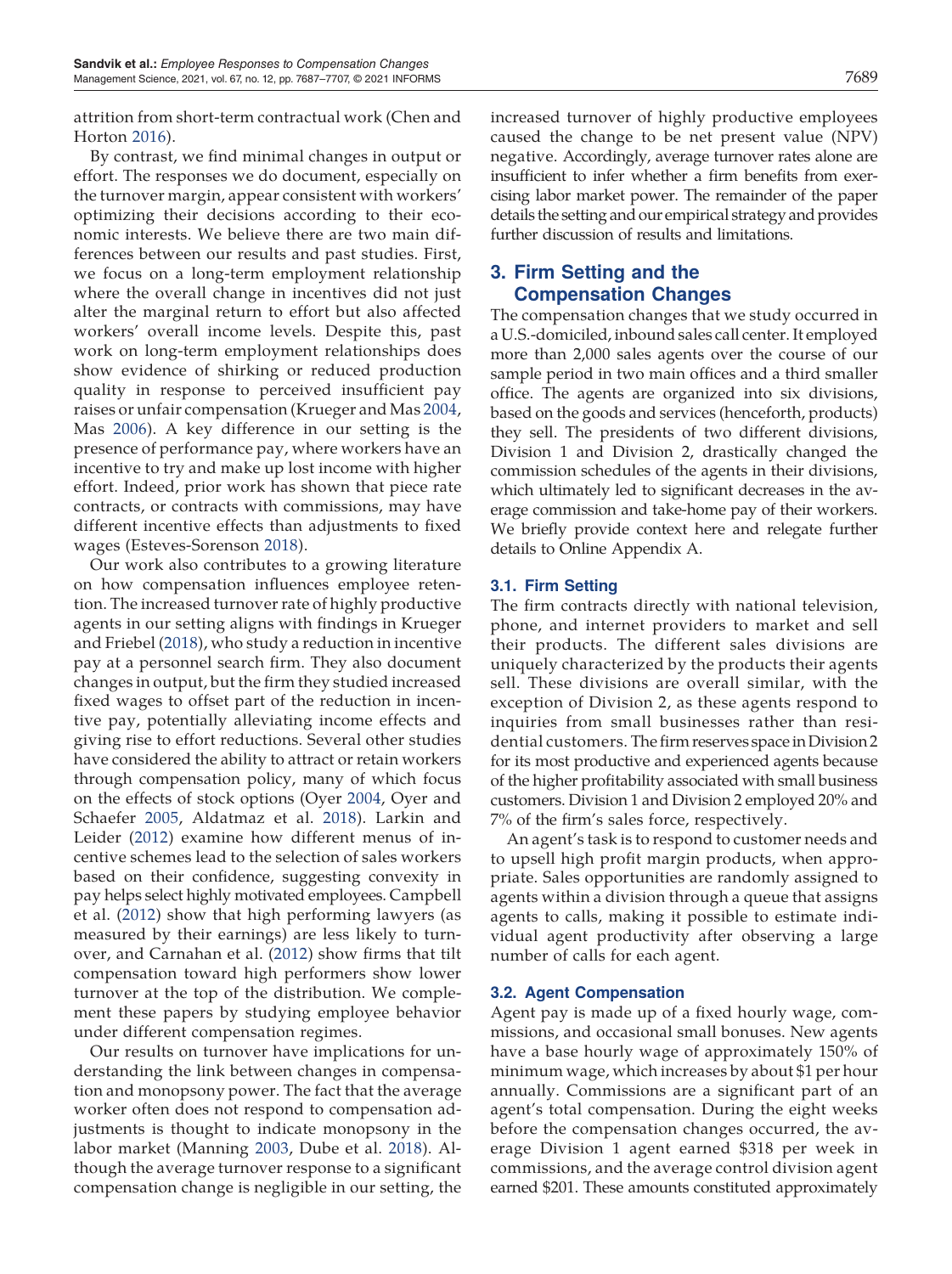attrition from short-term contractual work (Chen and Horton 2016).

By contrast, we find minimal changes in output or effort. The responses we do document, especially on the turnover margin, appear consistent with workers' optimizing their decisions according to their economic interests. We believe there are two main differences between our results and past studies. First, we focus on a long-term employment relationship where the overall change in incentives did not just alter the marginal return to effort but also affected workers' overall income levels. Despite this, past work on long-term employment relationships does show evidence of shirking or reduced production quality in response to perceived insufficient pay raises or unfair compensation (Krueger and Mas 2004, Mas 2006). A key difference in our setting is the presence of performance pay, where workers have an incentive to try and make up lost income with higher effort. Indeed, prior work has shown that piece rate contracts, or contracts with commissions, may have different incentive effects than adjustments to fixed wages (Esteves-Sorenson 2018).

Our work also contributes to a growing literature on how compensation influences employee retention. The increased turnover rate of highly productive agents in our setting aligns with findings in Krueger and Friebel (2018), who study a reduction in incentive pay at a personnel search firm. They also document changes in output, but the firm they studied increased fixed wages to offset part of the reduction in incentive pay, potentially alleviating income effects and giving rise to effort reductions. Several other studies have considered the ability to attract or retain workers through compensation policy, many of which focus on the effects of stock options (Oyer 2004, Oyer and Schaefer 2005, Aldatmaz et al. 2018). Larkin and Leider (2012) examine how different menus of incentive schemes lead to the selection of sales workers based on their confidence, suggesting convexity in pay helps select highly motivated employees. Campbell et al. (2012) show that high performing lawyers (as measured by their earnings) are less likely to turnover, and Carnahan et al. (2012) show firms that tilt compensation toward high performers show lower turnover at the top of the distribution. We complement these papers by studying employee behavior under different compensation regimes.

Our results on turnover have implications for understanding the link between changes in compensation and monopsony power. The fact that the average worker often does not respond to compensation adjustments is thought to indicate monopsony in the labor market (Manning 2003, Dube et al. 2018). Although the average turnover response to a significant compensation change is negligible in our setting, the increased turnover of highly productive employees caused the change to be net present value (NPV) negative. Accordingly, average turnover rates alone are insufficient to infer whether a firm benefits from exercising labor market power. The remainder of the paper details the setting and our empirical strategy and provides further discussion of results and limitations.

## 3. Firm Setting and the Compensation Changes

The compensation changes that we study occurred in a U.S.-domiciled, inbound sales call center. It employed more than 2,000 sales agents over the course of our sample period in two main offices and a third smaller office. The agents are organized into six divisions, based on the goods and services (henceforth, products) they sell. The presidents of two different divisions, Division 1 and Division 2, drastically changed the commission schedules of the agents in their divisions, which ultimately led to significant decreases in the average commission and take-home pay of their workers. We briefly provide context here and relegate further details to Online Appendix A.

### 3.1. Firm Setting

The firm contracts directly with national television, phone, and internet providers to market and sell their products. The different sales divisions are uniquely characterized by the products their agents sell. These divisions are overall similar, with the exception of Division 2, as these agents respond to inquiries from small businesses rather than residential customers. The firm reserves space in Division 2 for its most productive and experienced agents because of the higher profitability associated with small business customers. Division 1 and Division 2 employed 20% and 7% of the firm's sales force, respectively.

An agent's task is to respond to customer needs and to upsell high profit margin products, when appropriate. Sales opportunities are randomly assigned to agents within a division through a queue that assigns agents to calls, making it possible to estimate individual agent productivity after observing a large number of calls for each agent.

### 3.2. Agent Compensation

Agent pay is made up of a fixed hourly wage, commissions, and occasional small bonuses. New agents have a base hourly wage of approximately 150% of minimum wage, which increases by about $1 per hour annually. Commissions are a significant part of an agent's total compensation. During the eight weeks before the compensation changes occurred, the average Division 1 agent earned $318 per week in commissions, and the average control division agent earned $201. These amounts constituted approximately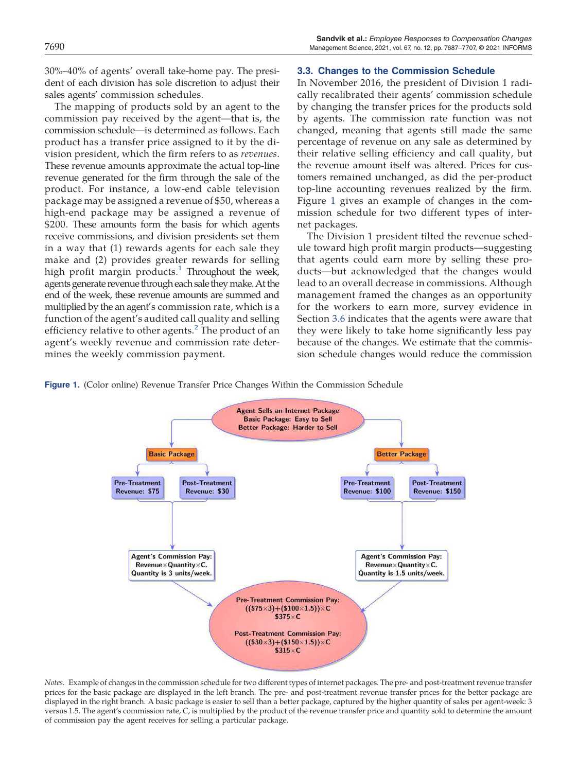30%–40% of agents' overall take-home pay. The president of each division has sole discretion to adjust their sales agents' commission schedules.

The mapping of products sold by an agent to the commission pay received by the agent—that is, the commission schedule—is determined as follows. Each product has a transfer price assigned to it by the division president, which the firm refers to as *revenues*. These revenue amounts approximate the actual top-line revenue generated for the firm through the sale of the product. For instance, a low-end cable television package may be assigned a revenue of $50, whereas a high-end package may be assigned a revenue of $200. These amounts form the basis for which agents receive commissions, and division presidents set them in a way that (1) rewards agents for each sale they make and (2) provides greater rewards for selling high profit margin products.[1] Throughout the week, agents generate revenue through each sale they make. At the end of the week, these revenue amounts are summed and multiplied by the an agent's commission rate, which is a function of the agent's audited call quality and selling efficiency relative to other agents.[2] The product of an agent's weekly revenue and commission rate determines the weekly commission payment.

### 3.3. Changes to the Commission Schedule

In November 2016, the president of Division 1 radically recalibrated their agents' commission schedule by changing the transfer prices for the products sold by agents. The commission rate function was not changed, meaning that agents still made the same percentage of revenue on any sale as determined by their relative selling efficiency and call quality, but the revenue amount itself was altered. Prices for customers remained unchanged, as did the per-product top-line accounting revenues realized by the firm. Figure 1 gives an example of changes in the commission schedule for two different types of internet packages.

The Division 1 president tilted the revenue schedule toward high profit margin products—suggesting that agents could earn more by selling these products—but acknowledged that the changes would lead to an overall decrease in commissions. Although management framed the changes as an opportunity for the workers to earn more, survey evidence in Section 3.6 indicates that the agents were aware that they were likely to take home significantly less pay because of the changes. We estimate that the commission schedule changes would reduce the commission

**Figure 1.** (Color online) Revenue Transfer Price Changes Within the Commission Schedule

Agent Sells an Internet Package
Basic Package: Easy to Sell
Better Package: Harder to Sell

Basic Package
- Pre-Treatment Revenue: $75
- Post-Treatment Revenue: $30
- Agent's Commission Pay: Revenue×Quantity×C. Quantity is 3 units/week.

Better Package
- Pre-Treatment Revenue: $100
- Post-Treatment Revenue: $150
- Agent's Commission Pay: Revenue×Quantity×C. Quantity is 1.5 units/week.

Pre-Treatment Commission Pay:
$((\$75\times3)+(\$100\times1.5))\times C$
$\$375\times C$

Post-Treatment Commission Pay:
$((\$30\times3)+(\$150\times1.5))\times C$
$\$315\times C$

*Notes.* Example of changes in the commission schedule for two different types of internet packages. The pre- and post-treatment revenue transfer prices for the basic package are displayed in the left branch. The pre- and post-treatment revenue transfer prices for the better package are displayed in the right branch. A basic package is easier to sell than a better package, captured by the higher quantity of sales per agent-week: 3 versus 1.5. The agent's commission rate, $C$, is multiplied by the product of the revenue transfer price and quantity sold to determine the amount of commission pay the agent receives for selling a particular package.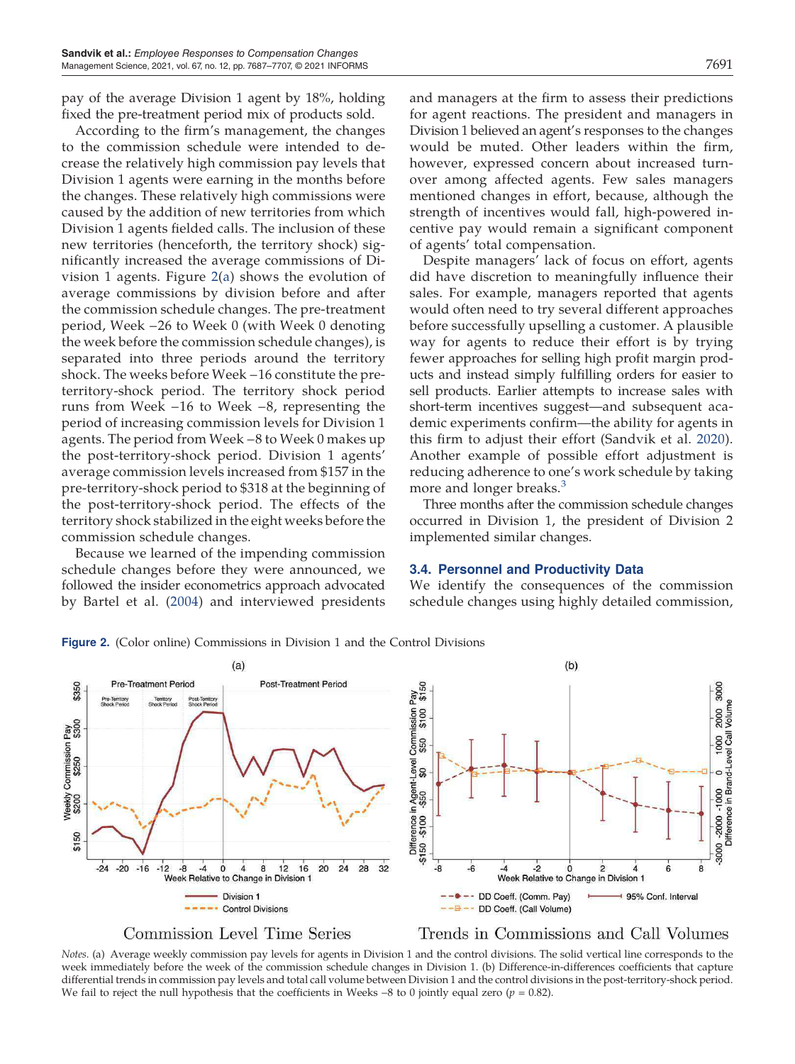pay of the average Division 1 agent by 18%, holding fixed the pre-treatment period mix of products sold.

According to the firm's management, the changes to the commission schedule were intended to decrease the relatively high commission pay levels that Division 1 agents were earning in the months before the changes. These relatively high commissions were caused by the addition of new territories from which Division 1 agents fielded calls. The inclusion of these new territories (henceforth, the territory shock) significantly increased the average commissions of Division 1 agents. Figure 2(a) shows the evolution of average commissions by division before and after the commission schedule changes. The pre-treatment period, Week −26 to Week 0 (with Week 0 denoting the week before the commission schedule changes), is separated into three periods around the territory shock. The weeks before Week −16 constitute the pre-territory-shock period. The territory shock period runs from Week −16 to Week −8, representing the period of increasing commission levels for Division 1 agents. The period from Week −8 to Week 0 makes up the post-territory-shock period. Division 1 agents' average commission levels increased from $157 in the pre-territory-shock period to $318 at the beginning of the post-territory-shock period. The effects of the territory shock stabilized in the eight weeks before the commission schedule changes.

Because we learned of the impending commission schedule changes before they were announced, we followed the insider econometrics approach advocated by Bartel et al. (2004) and interviewed presidents and managers at the firm to assess their predictions for agent reactions. The president and managers in Division 1 believed an agent's responses to the changes would be muted. Other leaders within the firm, however, expressed concern about increased turnover among affected agents. Few sales managers mentioned changes in effort, because, although the strength of incentives would fall, high-powered incentive pay would remain a significant component of agents' total compensation.

Despite managers' lack of focus on effort, agents did have discretion to meaningfully influence their sales. For example, managers reported that agents would often need to try several different approaches before successfully upselling a customer. A plausible way for agents to reduce their effort is by trying fewer approaches for selling high profit margin products and instead simply fulfilling orders for easier to sell products. Earlier attempts to increase sales with short-term incentives suggest—and subsequent academic experiments confirm—the ability for agents in this firm to adjust their effort (Sandvik et al. 2020). Another example of possible effort adjustment is reducing adherence to one's work schedule by taking more and longer breaks.[3]

Three months after the commission schedule changes occurred in Division 1, the president of Division 2 implemented similar changes.

### 3.4. Personnel and Productivity Data

We identify the consequences of the commission schedule changes using highly detailed commission,

**Figure 2.** (Color online) Commissions in Division 1 and the Control Divisions

(a) Commission Level Time Series

(b) Trends in Commissions and Call Volumes

*Notes.* (a) Average weekly commission pay levels for agents in Division 1 and the control divisions. The solid vertical line corresponds to the week immediately before the week of the commission schedule changes in Division 1. (b) Difference-in-differences coefficients that capture differential trends in commission pay levels and total call volume between Division 1 and the control divisions in the post-territory-shock period. We fail to reject the null hypothesis that the coefficients in Weeks −8 to 0 jointly equal zero ($p = 0.82$).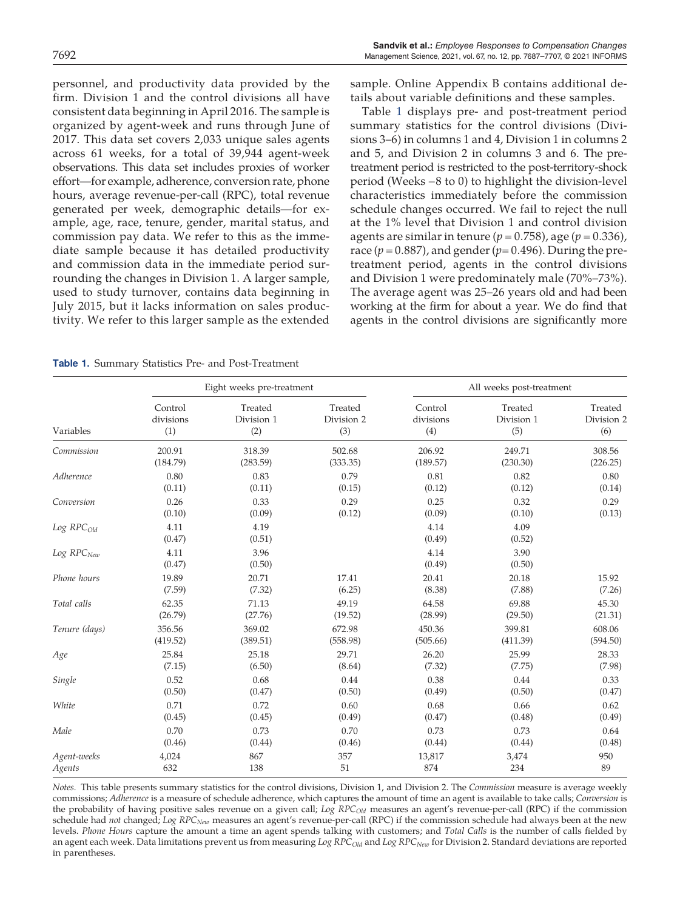personnel, and productivity data provided by the firm. Division 1 and the control divisions all have consistent data beginning in April 2016. The sample is organized by agent-week and runs through June of 2017. This data set covers 2,033 unique sales agents across 61 weeks, for a total of 39,944 agent-week observations. This data set includes proxies of worker effort—for example, adherence, conversion rate, phone hours, average revenue-per-call (RPC), total revenue generated per week, demographic details—for example, age, race, tenure, gender, marital status, and commission pay data. We refer to this as the immediate sample because it has detailed productivity and commission data in the immediate period surrounding the changes in Division 1. A larger sample, used to study turnover, contains data beginning in July 2015, but it lacks information on sales productivity. We refer to this larger sample as the extended sample. Online Appendix B contains additional details about variable definitions and these samples.

Table 1 displays pre- and post-treatment period summary statistics for the control divisions (Divisions 3–6) in columns 1 and 4, Division 1 in columns 2 and 5, and Division 2 in columns 3 and 6. The pre-treatment period is restricted to the post-territory-shock period (Weeks −8 to 0) to highlight the division-level characteristics immediately before the commission schedule changes occurred. We fail to reject the null at the 1% level that Division 1 and control division agents are similar in tenure ($p = 0.758$), age ($p = 0.336$), race ($p = 0.887$), and gender ($p = 0.496$). During the pre-treatment period, agents in the control divisions and Division 1 were predominately male (70%–73%). The average agent was 25–26 years old and had been working at the firm for about a year. We do find that agents in the control divisions are significantly more

**Table 1.** Summary Statistics Pre- and Post-Treatment

| | Eight weeks pre-treatment | | | All weeks post-treatment | | |
|---|---|---|---|---|---|---|
| Variables | Control divisions (1) | Treated Division 1 (2) | Treated Division 2 (3) | Control divisions (4) | Treated Division 1 (5) | Treated Division 2 (6) |
| *Commission* | 200.91 | 318.39 | 502.68 | 206.92 | 249.71 | 308.56 |
| | (184.79) | (283.59) | (333.35) | (189.57) | (230.30) | (226.25) |
| *Adherence* | 0.80 | 0.83 | 0.79 | 0.81 | 0.82 | 0.80 |
| | (0.11) | (0.11) | (0.15) | (0.12) | (0.12) | (0.14) |
| *Conversion* | 0.26 | 0.33 | 0.29 | 0.25 | 0.32 | 0.29 |
| | (0.10) | (0.09) | (0.12) | (0.09) | (0.10) | (0.13) |
| *Log* $RPC_{Old}$ | 4.11 | 4.19 | | 4.14 | 4.09 | |
| | (0.47) | (0.51) | | (0.49) | (0.52) | |
| *Log* $RPC_{New}$ | 4.11 | 3.96 | | 4.14 | 3.90 | |
| | (0.47) | (0.50) | | (0.49) | (0.50) | |
| *Phone hours* | 19.89 | 20.71 | 17.41 | 20.41 | 20.18 | 15.92 |
| | (7.59) | (7.32) | (6.25) | (8.38) | (7.88) | (7.26) |
| *Total calls* | 62.35 | 71.13 | 49.19 | 64.58 | 69.88 | 45.30 |
| | (26.79) | (27.76) | (19.52) | (28.99) | (29.50) | (21.31) |
| *Tenure (days)* | 356.56 | 369.02 | 672.98 | 450.36 | 399.81 | 608.06 |
| | (419.52) | (389.51) | (558.98) | (505.66) | (411.39) | (594.50) |
| *Age* | 25.84 | 25.18 | 29.71 | 26.20 | 25.99 | 28.33 |
| | (7.15) | (6.50) | (8.64) | (7.32) | (7.75) | (7.98) |
| *Single* | 0.52 | 0.68 | 0.44 | 0.38 | 0.44 | 0.33 |
| | (0.50) | (0.47) | (0.50) | (0.49) | (0.50) | (0.47) |
| *White* | 0.71 | 0.72 | 0.60 | 0.68 | 0.66 | 0.62 |
| | (0.45) | (0.45) | (0.49) | (0.47) | (0.48) | (0.49) |
| *Male* | 0.70 | 0.73 | 0.70 | 0.73 | 0.73 | 0.64 |
| | (0.46) | (0.44) | (0.46) | (0.44) | (0.44) | (0.48) |
| *Agent-weeks* | 4,024 | 867 | 357 | 13,817 | 3,474 | 950 |
| *Agents* | 632 | 138 | 51 | 874 | 234 | 89 |

*Notes.* This table presents summary statistics for the control divisions, Division 1, and Division 2. The *Commission* measure is average weekly commissions; *Adherence* is a measure of schedule adherence, which captures the amount of time an agent is available to take calls; *Conversion* is the probability of having positive sales revenue on a given call; *Log* $RPC_{Old}$ measures an agent's revenue-per-call (RPC) if the commission schedule had *not* changed; *Log* $RPC_{New}$ measures an agent's revenue-per-call (RPC) if the commission schedule had always been at the new levels. *Phone Hours* capture the amount a time an agent spends talking with customers; and *Total Calls* is the number of calls fielded by an agent each week. Data limitations prevent us from measuring *Log* $RPC_{Old}$ and *Log* $RPC_{New}$ for Division 2. Standard deviations are reported in parentheses.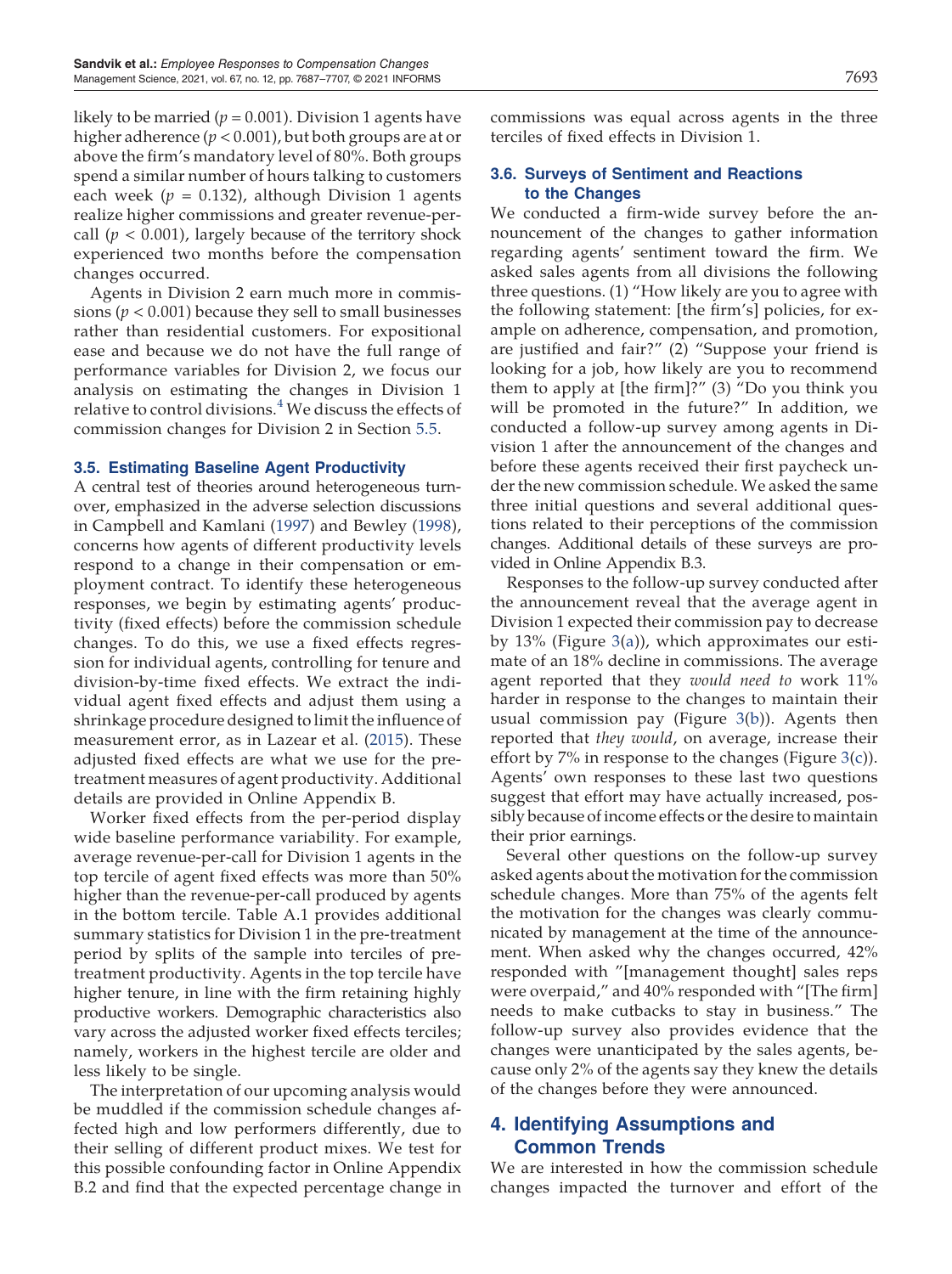likely to be married ($p = 0.001$). Division 1 agents have higher adherence ($p < 0.001$), but both groups are at or above the firm's mandatory level of 80%. Both groups spend a similar number of hours talking to customers each week ($p = 0.132$), although Division 1 agents realize higher commissions and greater revenue-per-call ($p < 0.001$), largely because of the territory shock experienced two months before the compensation changes occurred.

Agents in Division 2 earn much more in commissions ($p < 0.001$) because they sell to small businesses rather than residential customers. For expositional ease and because we do not have the full range of performance variables for Division 2, we focus our analysis on estimating the changes in Division 1 relative to control divisions.[4] We discuss the effects of commission changes for Division 2 in Section 5.5.

### 3.5. Estimating Baseline Agent Productivity

A central test of theories around heterogeneous turnover, emphasized in the adverse selection discussions in Campbell and Kamlani (1997) and Bewley (1998), concerns how agents of different productivity levels respond to a change in their compensation or employment contract. To identify these heterogeneous responses, we begin by estimating agents' productivity (fixed effects) before the commission schedule changes. To do this, we use a fixed effects regression for individual agents, controlling for tenure and division-by-time fixed effects. We extract the individual agent fixed effects and adjust them using a shrinkage procedure designed to limit the influence of measurement error, as in Lazear et al. (2015). These adjusted fixed effects are what we use for the pretreatment measures of agent productivity. Additional details are provided in Online Appendix B.

Worker fixed effects from the per-period display wide baseline performance variability. For example, average revenue-per-call for Division 1 agents in the top tercile of agent fixed effects was more than 50% higher than the revenue-per-call produced by agents in the bottom tercile. Table A.1 provides additional summary statistics for Division 1 in the pre-treatment period by splits of the sample into terciles of pretreatment productivity. Agents in the top tercile have higher tenure, in line with the firm retaining highly productive workers. Demographic characteristics also vary across the adjusted worker fixed effects terciles; namely, workers in the highest tercile are older and less likely to be single.

The interpretation of our upcoming analysis would be muddled if the commission schedule changes affected high and low performers differently, due to their selling of different product mixes. We test for this possible confounding factor in Online Appendix B.2 and find that the expected percentage change in commissions was equal across agents in the three terciles of fixed effects in Division 1.

### 3.6. Surveys of Sentiment and Reactions to the Changes

We conducted a firm-wide survey before the announcement of the changes to gather information regarding agents' sentiment toward the firm. We asked sales agents from all divisions the following three questions. (1) "How likely are you to agree with the following statement: [the firm's] policies, for example on adherence, compensation, and promotion, are justified and fair?" (2) "Suppose your friend is looking for a job, how likely are you to recommend them to apply at [the firm]?" (3) "Do you think you will be promoted in the future?" In addition, we conducted a follow-up survey among agents in Division 1 after the announcement of the changes and before these agents received their first paycheck under the new commission schedule. We asked the same three initial questions and several additional questions related to their perceptions of the commission changes. Additional details of these surveys are provided in Online Appendix B.3.

Responses to the follow-up survey conducted after the announcement reveal that the average agent in Division 1 expected their commission pay to decrease by 13% (Figure 3(a)), which approximates our estimate of an 18% decline in commissions. The average agent reported that they *would need to* work 11% harder in response to the changes to maintain their usual commission pay (Figure 3(b)). Agents then reported that *they would*, on average, increase their effort by 7% in response to the changes (Figure 3(c)). Agents' own responses to these last two questions suggest that effort may have actually increased, possibly because of income effects or the desire to maintain their prior earnings.

Several other questions on the follow-up survey asked agents about the motivation for the commission schedule changes. More than 75% of the agents felt the motivation for the changes was clearly communicated by management at the time of the announcement. When asked why the changes occurred, 42% responded with "[management thought] sales reps were overpaid," and 40% responded with "[The firm] needs to make cutbacks to stay in business." The follow-up survey also provides evidence that the changes were unanticipated by the sales agents, because only 2% of the agents say they knew the details of the changes before they were announced.

## 4. Identifying Assumptions and Common Trends

We are interested in how the commission schedule changes impacted the turnover and effort of the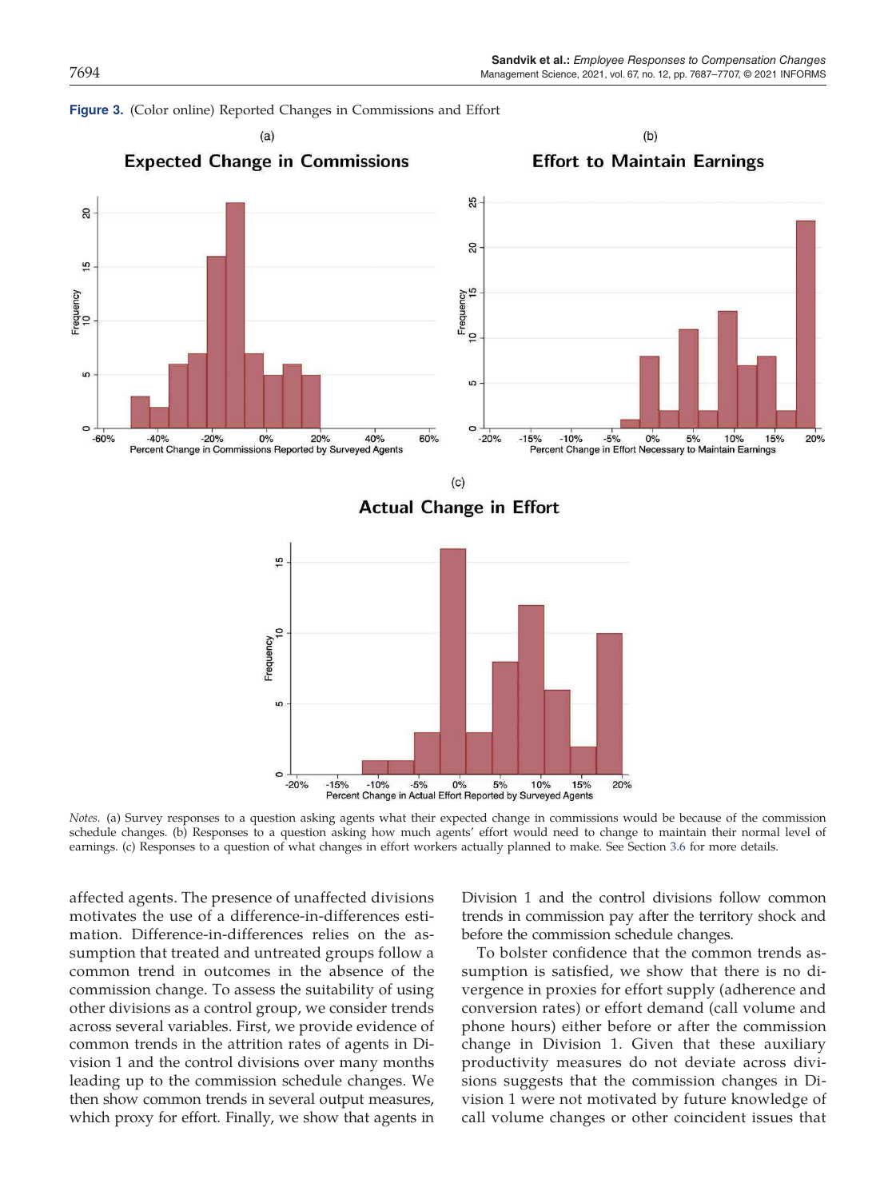**Figure 3.** (Color online) Reported Changes in Commissions and Effort

*Notes.* (a) Survey responses to a question asking agents what their expected change in commissions would be because of the commission schedule changes. (b) Responses to a question asking how much agents' effort would need to change to maintain their normal level of earnings. (c) Responses to a question of what changes in effort workers actually planned to make. See Section 3.6 for more details.

affected agents. The presence of unaffected divisions motivates the use of a difference-in-differences estimation. Difference-in-differences relies on the assumption that treated and untreated groups follow a common trend in outcomes in the absence of the commission change. To assess the suitability of using other divisions as a control group, we consider trends across several variables. First, we provide evidence of common trends in the attrition rates of agents in Division 1 and the control divisions over many months leading up to the commission schedule changes. We then show common trends in several output measures, which proxy for effort. Finally, we show that agents in Division 1 and the control divisions follow common trends in commission pay after the territory shock and before the commission schedule changes.

To bolster confidence that the common trends assumption is satisfied, we show that there is no divergence in proxies for effort supply (adherence and conversion rates) or effort demand (call volume and phone hours) either before or after the commission change in Division 1. Given that these auxiliary productivity measures do not deviate across divisions suggests that the commission changes in Division 1 were not motivated by future knowledge of call volume changes or other coincident issues that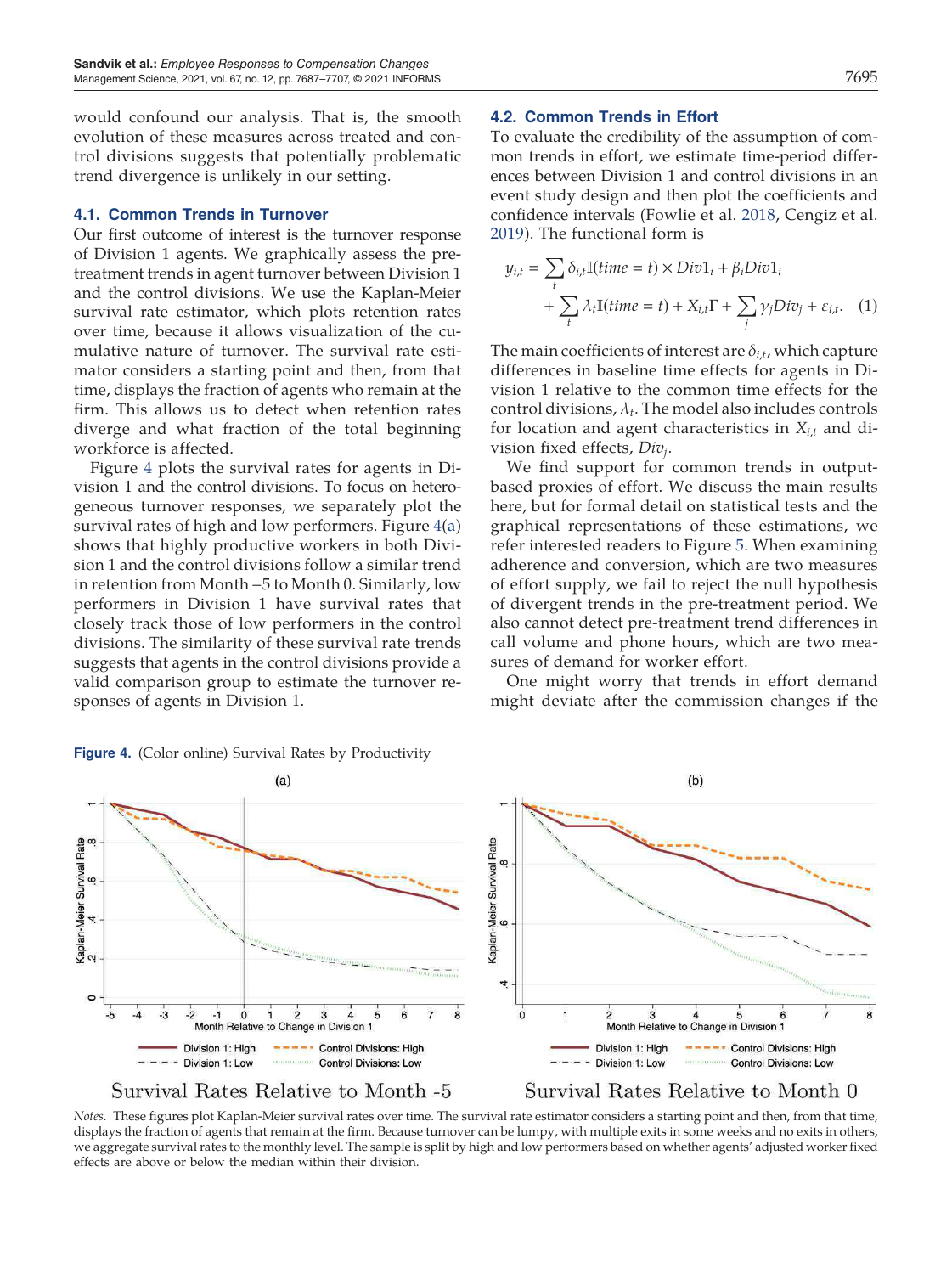would confound our analysis. That is, the smooth evolution of these measures across treated and control divisions suggests that potentially problematic trend divergence is unlikely in our setting.

### 4.1. Common Trends in Turnover

Our first outcome of interest is the turnover response of Division 1 agents. We graphically assess the pretreatment trends in agent turnover between Division 1 and the control divisions. We use the Kaplan-Meier survival rate estimator, which plots retention rates over time, because it allows visualization of the cumulative nature of turnover. The survival rate estimator considers a starting point and then, from that time, displays the fraction of agents who remain at the firm. This allows us to detect when retention rates diverge and what fraction of the total beginning workforce is affected.

Figure 4 plots the survival rates for agents in Division 1 and the control divisions. To focus on heterogeneous turnover responses, we separately plot the survival rates of high and low performers. Figure 4(a) shows that highly productive workers in both Division 1 and the control divisions follow a similar trend in retention from Month −5 to Month 0. Similarly, low performers in Division 1 have survival rates that closely track those of low performers in the control divisions. The similarity of these survival rate trends suggests that agents in the control divisions provide a valid comparison group to estimate the turnover responses of agents in Division 1.

### 4.2. Common Trends in Effort

To evaluate the credibility of the assumption of common trends in effort, we estimate time-period differences between Division 1 and control divisions in an event study design and then plot the coefficients and confidence intervals (Fowlie et al. 2018, Cengiz et al. 2019). The functional form is

$$y_{i,t} = \sum_t \delta_{i,t}\mathbb{I}(time = t) \times Div1_i + \beta_i Div1_i + \sum_t \lambda_t \mathbb{I}(time = t) + X_{i,t}\Gamma + \sum_j \gamma_j Div_j + \varepsilon_{i,t}. \quad (1)$$

The main coefficients of interest are $\delta_{i,t}$, which capture differences in baseline time effects for agents in Division 1 relative to the common time effects for the control divisions, $\lambda_t$. The model also includes controls for location and agent characteristics in $X_{i,t}$ and division fixed effects, $Div_j$.

We find support for common trends in output-based proxies of effort. We discuss the main results here, but for formal detail on statistical tests and the graphical representations of these estimations, we refer interested readers to Figure 5. When examining adherence and conversion, which are two measures of effort supply, we fail to reject the null hypothesis of divergent trends in the pre-treatment period. We also cannot detect pre-treatment trend differences in call volume and phone hours, which are two measures of demand for worker effort.

One might worry that trends in effort demand might deviate after the commission changes if the

**Figure 4.** (Color online) Survival Rates by Productivity

(a) Survival Rates Relative to Month -5

(b) Survival Rates Relative to Month 0

*Notes.* These figures plot Kaplan-Meier survival rates over time. The survival rate estimator considers a starting point and then, from that time, displays the fraction of agents that remain at the firm. Because turnover can be lumpy, with multiple exits in some weeks and no exits in others, we aggregate survival rates to the monthly level. The sample is split by high and low performers based on whether agents' adjusted worker fixed effects are above or below the median within their division.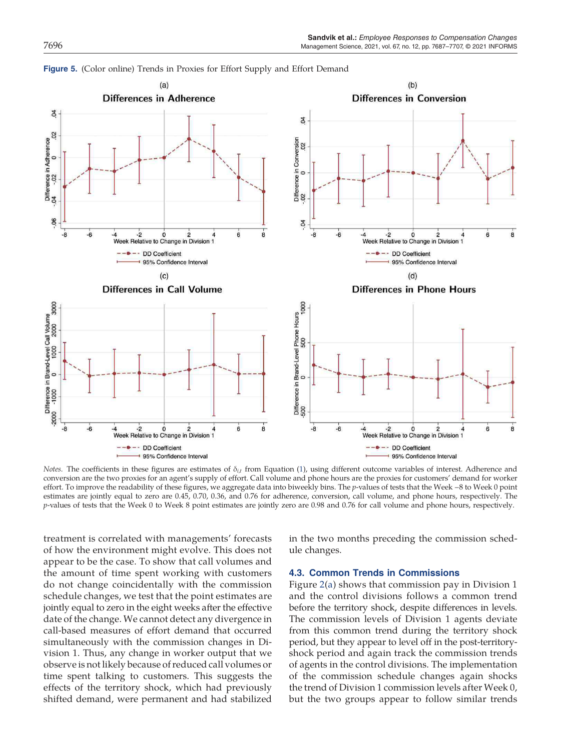**Figure 5.** (Color online) Trends in Proxies for Effort Supply and Effort Demand

*Notes.* The coefficients in these figures are estimates of $\delta_{i,t}$ from Equation (1), using different outcome variables of interest. Adherence and conversion are the two proxies for an agent's supply of effort. Call volume and phone hours are the proxies for customers' demand for worker effort. To improve the readability of these figures, we aggregate data into biweekly bins. The $p$-values of tests that the Week −8 to Week 0 point estimates are jointly equal to zero are 0.45, 0.70, 0.36, and 0.76 for adherence, conversion, call volume, and phone hours, respectively. The $p$-values of tests that the Week 0 to Week 8 point estimates are jointly zero are 0.98 and 0.76 for call volume and phone hours, respectively.

treatment is correlated with managements' forecasts of how the environment might evolve. This does not appear to be the case. To show that call volumes and the amount of time spent working with customers do not change coincidentally with the commission schedule changes, we test that the point estimates are jointly equal to zero in the eight weeks after the effective date of the change. We cannot detect any divergence in call-based measures of effort demand that occurred simultaneously with the commission changes in Division 1. Thus, any change in worker output that we observe is not likely because of reduced call volumes or time spent talking to customers. This suggests the effects of the territory shock, which had previously shifted demand, were permanent and had stabilized in the two months preceding the commission schedule changes.

### 4.3. Common Trends in Commissions

Figure 2(a) shows that commission pay in Division 1 and the control divisions follows a common trend before the territory shock, despite differences in levels. The commission levels of Division 1 agents deviate from this common trend during the territory shock period, but they appear to level off in the post-territory-shock period and again track the commission trends of agents in the control divisions. The implementation of the commission schedule changes again shocks the trend of Division 1 commission levels after Week 0, but the two groups appear to follow similar trends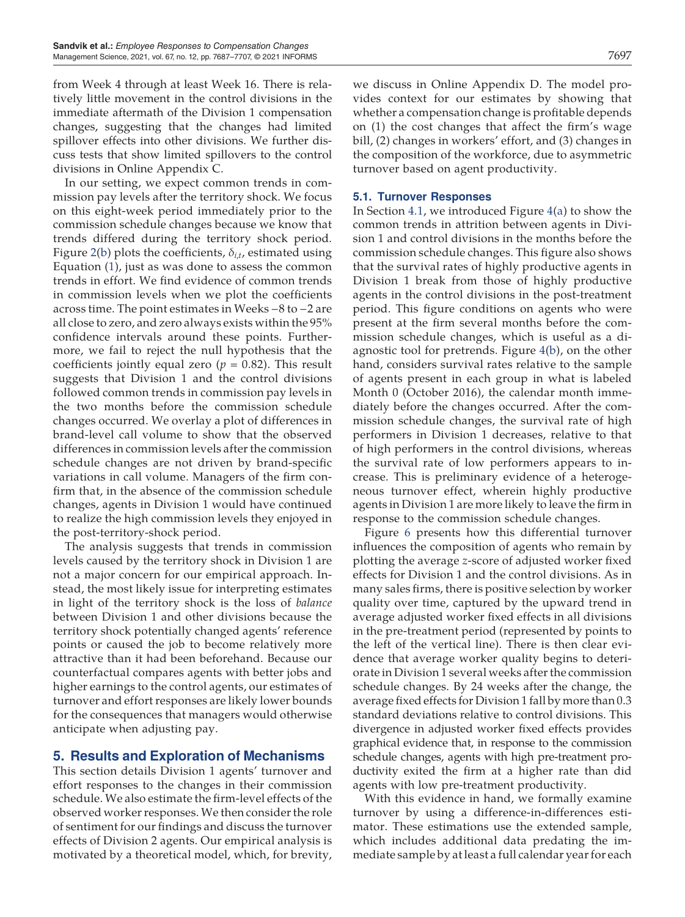from Week 4 through at least Week 16. There is relatively little movement in the control divisions in the immediate aftermath of the Division 1 compensation changes, suggesting that the changes had limited spillover effects into other divisions. We further discuss tests that show limited spillovers to the control divisions in Online Appendix C.

In our setting, we expect common trends in commission pay levels after the territory shock. We focus on this eight-week period immediately prior to the commission schedule changes because we know that trends differed during the territory shock period. Figure 2(b) plots the coefficients, $\delta_{i,t}$, estimated using Equation (1), just as was done to assess the common trends in effort. We find evidence of common trends in commission levels when we plot the coefficients across time. The point estimates in Weeks −8 to −2 are all close to zero, and zero always exists within the 95% confidence intervals around these points. Furthermore, we fail to reject the null hypothesis that the coefficients jointly equal zero ($p = 0.82$). This result suggests that Division 1 and the control divisions followed common trends in commission pay levels in the two months before the commission schedule changes occurred. We overlay a plot of differences in brand-level call volume to show that the observed differences in commission levels after the commission schedule changes are not driven by brand-specific variations in call volume. Managers of the firm confirm that, in the absence of the commission schedule changes, agents in Division 1 would have continued to realize the high commission levels they enjoyed in the post-territory-shock period.

The analysis suggests that trends in commission levels caused by the territory shock in Division 1 are not a major concern for our empirical approach. Instead, the most likely issue for interpreting estimates in light of the territory shock is the loss of *balance* between Division 1 and other divisions because the territory shock potentially changed agents' reference points or caused the job to become relatively more attractive than it had been beforehand. Because our counterfactual compares agents with better jobs and higher earnings to the control agents, our estimates of turnover and effort responses are likely lower bounds for the consequences that managers would otherwise anticipate when adjusting pay.

## 5. Results and Exploration of Mechanisms

This section details Division 1 agents' turnover and effort responses to the changes in their commission schedule. We also estimate the firm-level effects of the observed worker responses. We then consider the role of sentiment for our findings and discuss the turnover effects of Division 2 agents. Our empirical analysis is motivated by a theoretical model, which, for brevity, we discuss in Online Appendix D. The model provides context for our estimates by showing that whether a compensation change is profitable depends on (1) the cost changes that affect the firm's wage bill, (2) changes in workers' effort, and (3) changes in the composition of the workforce, due to asymmetric turnover based on agent productivity.

### 5.1. Turnover Responses

In Section 4.1, we introduced Figure 4(a) to show the common trends in attrition between agents in Division 1 and control divisions in the months before the commission schedule changes. This figure also shows that the survival rates of highly productive agents in Division 1 break from those of highly productive agents in the control divisions in the post-treatment period. This figure conditions on agents who were present at the firm several months before the commission schedule changes, which is useful as a diagnostic tool for pretrends. Figure 4(b), on the other hand, considers survival rates relative to the sample of agents present in each group in what is labeled Month 0 (October 2016), the calendar month immediately before the changes occurred. After the commission schedule changes, the survival rate of high performers in Division 1 decreases, relative to that of high performers in the control divisions, whereas the survival rate of low performers appears to increase. This is preliminary evidence of a heterogeneous turnover effect, wherein highly productive agents in Division 1 are more likely to leave the firm in response to the commission schedule changes.

Figure 6 presents how this differential turnover influences the composition of agents who remain by plotting the average $z$-score of adjusted worker fixed effects for Division 1 and the control divisions. As in many sales firms, there is positive selection by worker quality over time, captured by the upward trend in average adjusted worker fixed effects in all divisions in the pre-treatment period (represented by points to the left of the vertical line). There is then clear evidence that average worker quality begins to deteriorate in Division 1 several weeks after the commission schedule changes. By 24 weeks after the change, the average fixed effects for Division 1 fall by more than 0.3 standard deviations relative to control divisions. This divergence in adjusted worker fixed effects provides graphical evidence that, in response to the commission schedule changes, agents with high pre-treatment productivity exited the firm at a higher rate than did agents with low pre-treatment productivity.

With this evidence in hand, we formally examine turnover by using a difference-in-differences estimator. These estimations use the extended sample, which includes additional data predating the immediate sample by at least a full calendar year for each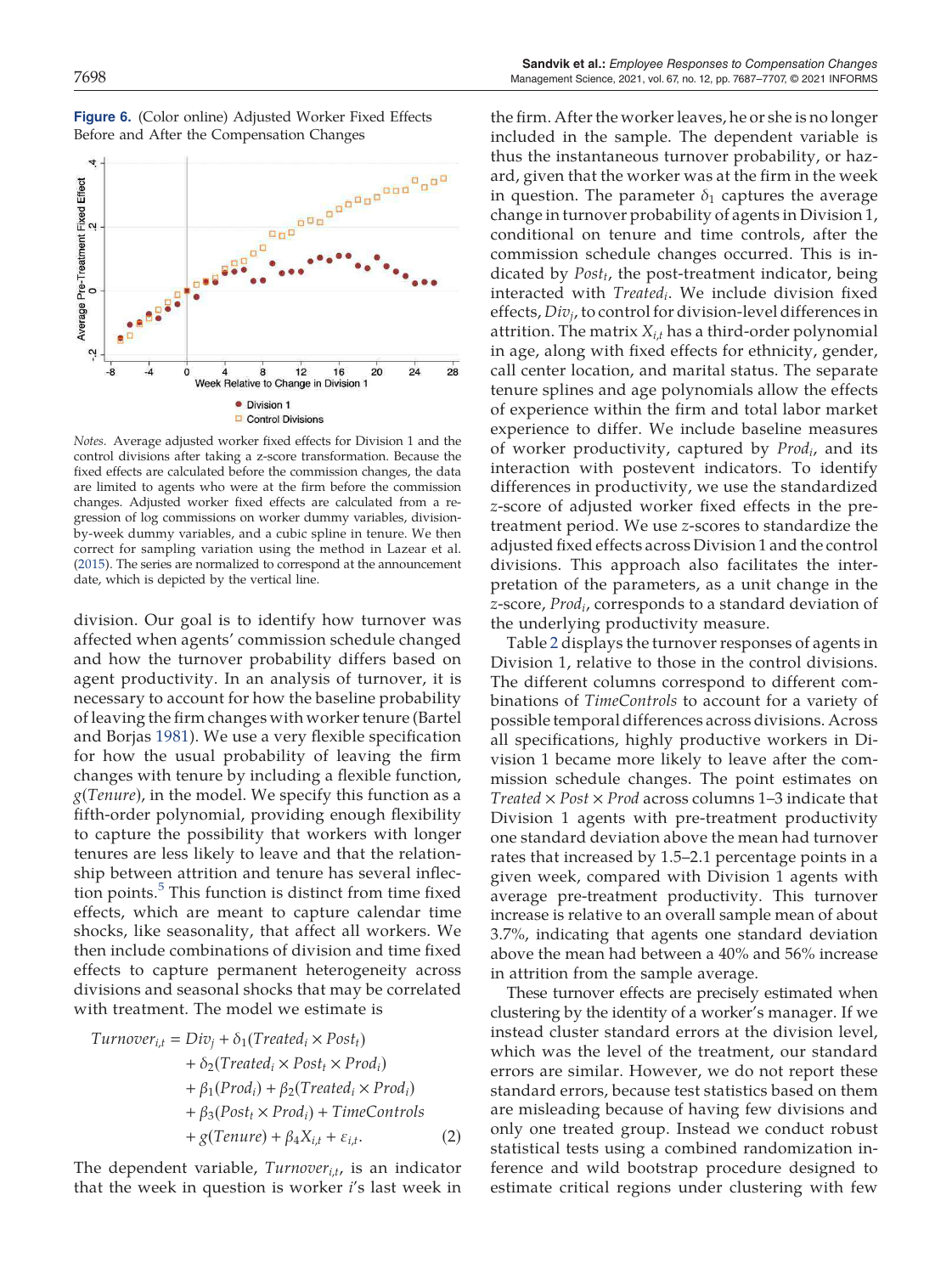**Figure 6.** (Color online) Adjusted Worker Fixed Effects Before and After the Compensation Changes

*Notes.* Average adjusted worker fixed effects for Division 1 and the control divisions after taking a z-score transformation. Because the fixed effects are calculated before the commission changes, the data are limited to agents who were at the firm before the commission changes. Adjusted worker fixed effects are calculated from a regression of log commissions on worker dummy variables, division-by-week dummy variables, and a cubic spline in tenure. We then correct for sampling variation using the method in Lazear et al. (2015). The series are normalized to correspond at the announcement date, which is depicted by the vertical line.

division. Our goal is to identify how turnover was affected when agents' commission schedule changed and how the turnover probability differs based on agent productivity. In an analysis of turnover, it is necessary to account for how the baseline probability of leaving the firm changes with worker tenure (Bartel and Borjas 1981). We use a very flexible specification for how the usual probability of leaving the firm changes with tenure by including a flexible function, $g(Tenure)$, in the model. We specify this function as a fifth-order polynomial, providing enough flexibility to capture the possibility that workers with longer tenures are less likely to leave and that the relationship between attrition and tenure has several inflection points.[5] This function is distinct from time fixed effects, which are meant to capture calendar time shocks, like seasonality, that affect all workers. We then include combinations of division and time fixed effects to capture permanent heterogeneity across divisions and seasonal shocks that may be correlated with treatment. The model we estimate is

$$
\begin{aligned}
Turnover_{i,t} = {} & Div_j + \delta_1(Treated_i \times Post_t) \\
& + \delta_2(Treated_i \times Post_t \times Prod_i) \\
& + \beta_1(Prod_i) + \beta_2(Treated_i \times Prod_i) \\
& + \beta_3(Post_t \times Prod_i) + TimeControls \\
& + g(Tenure) + \beta_4 X_{i,t} + \varepsilon_{i,t}. \qquad (2)
\end{aligned}
$$

The dependent variable, $Turnover_{i,t}$, is an indicator that the week in question is worker $i$'s last week in the firm. After the worker leaves, he or she is no longer included in the sample. The dependent variable is thus the instantaneous turnover probability, or hazard, given that the worker was at the firm in the week in question. The parameter $\delta_1$ captures the average change in turnover probability of agents in Division 1, conditional on tenure and time controls, after the commission schedule changes occurred. This is indicated by $Post_t$, the post-treatment indicator, being interacted with $Treated_i$. We include division fixed effects, $Div_j$, to control for division-level differences in attrition. The matrix $X_{i,t}$ has a third-order polynomial in age, along with fixed effects for ethnicity, gender, call center location, and marital status. The separate tenure splines and age polynomials allow the effects of experience within the firm and total labor market experience to differ. We include baseline measures of worker productivity, captured by $Prod_i$, and its interaction with postevent indicators. To identify differences in productivity, we use the standardized z-score of adjusted worker fixed effects in the pre-treatment period. We use z-scores to standardize the adjusted fixed effects across Division 1 and the control divisions. This approach also facilitates the interpretation of the parameters, as a unit change in the z-score, $Prod_i$, corresponds to a standard deviation of the underlying productivity measure.

Table 2 displays the turnover responses of agents in Division 1, relative to those in the control divisions. The different columns correspond to different combinations of *TimeControls* to account for a variety of possible temporal differences across divisions. Across all specifications, highly productive workers in Division 1 became more likely to leave after the commission schedule changes. The point estimates on $Treated \times Post \times Prod$ across columns 1–3 indicate that Division 1 agents with pre-treatment productivity one standard deviation above the mean had turnover rates that increased by 1.5–2.1 percentage points in a given week, compared with Division 1 agents with average pre-treatment productivity. This turnover increase is relative to an overall sample mean of about 3.7%, indicating that agents one standard deviation above the mean had between a 40% and 56% increase in attrition from the sample average.

These turnover effects are precisely estimated when clustering by the identity of a worker's manager. If we instead cluster standard errors at the division level, which was the level of the treatment, our standard errors are similar. However, we do not report these standard errors, because test statistics based on them are misleading because of having few divisions and only one treated group. Instead we conduct robust statistical tests using a combined randomization inference and wild bootstrap procedure designed to estimate critical regions under clustering with few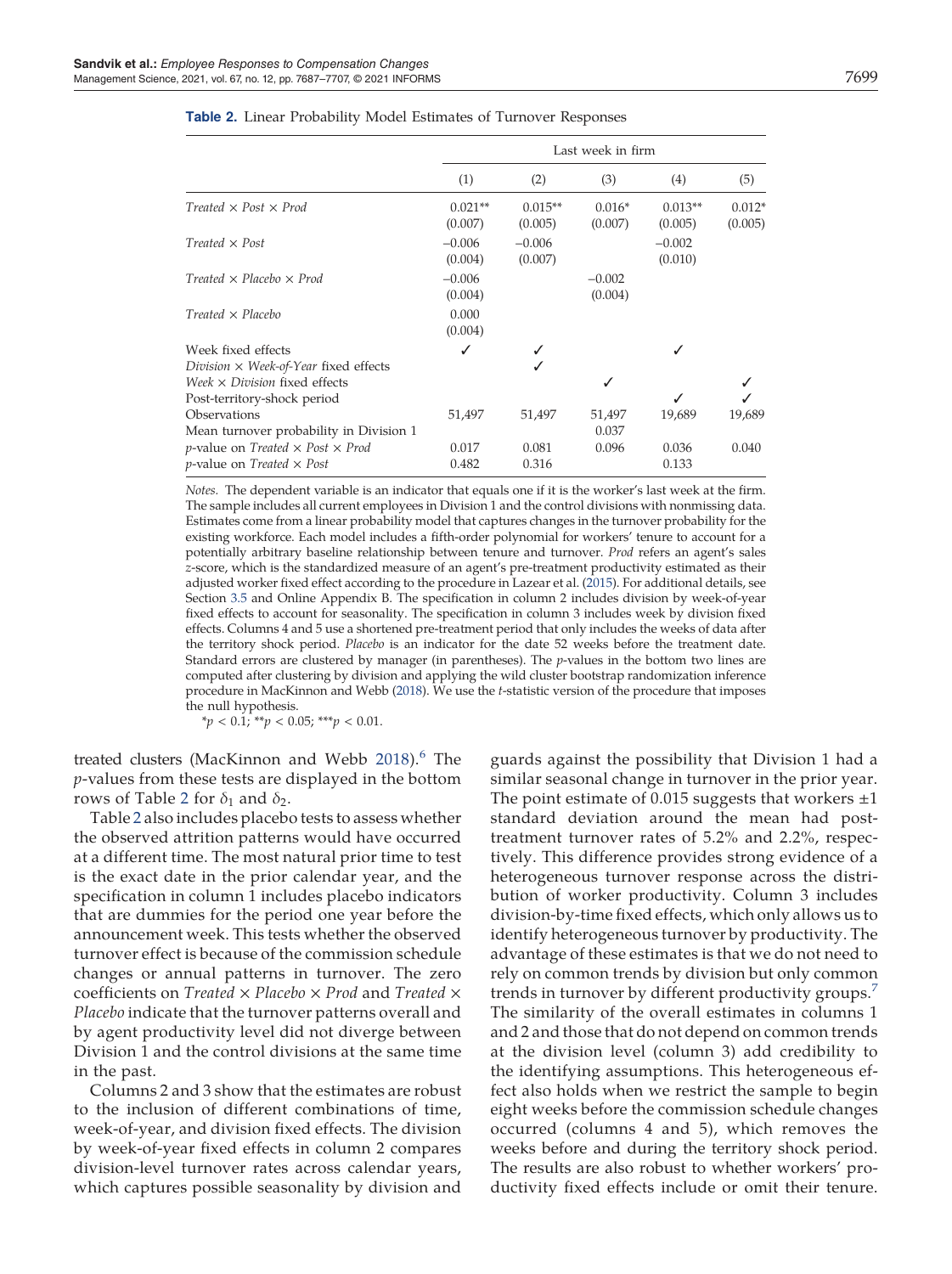**Table 2.** Linear Probability Model Estimates of Turnover Responses

| | Last week in firm | | | | |
|---|---|---|---|---|---|
| | (1) | (2) | (3) | (4) | (5) |
| *Treated × Post × Prod* | 0.021** | 0.015** | 0.016* | 0.013** | 0.012* |
| | (0.007) | (0.005) | (0.007) | (0.005) | (0.005) |
| *Treated × Post* | −0.006 | −0.006 | | −0.002 | |
| | (0.004) | (0.007) | | (0.010) | |
| *Treated × Placebo × Prod* | −0.006 | | −0.002 | | |
| | (0.004) | | (0.004) | | |
| *Treated × Placebo* | 0.000 | | | | |
| | (0.004) | | | | |
| Week fixed effects | ✓ | ✓ | | ✓ | |
| *Division × Week-of-Year* fixed effects | | ✓ | | | |
| *Week × Division* fixed effects | | | ✓ | | ✓ |
| Post-territory-shock period | | | | ✓ | ✓ |
| Observations | 51,497 | 51,497 | 51,497 | 19,689 | 19,689 |
| Mean turnover probability in Division 1 | | | 0.037 | | |
| *p*-value on *Treated × Post × Prod* | 0.017 | 0.081 | 0.096 | 0.036 | 0.040 |
| *p*-value on *Treated × Post* | 0.482 | 0.316 | | 0.133 | |

*Notes.* The dependent variable is an indicator that equals one if it is the worker's last week at the firm. The sample includes all current employees in Division 1 and the control divisions with nonmissing data. Estimates come from a linear probability model that captures changes in the turnover probability for the existing workforce. Each model includes a fifth-order polynomial for workers' tenure to account for a potentially arbitrary baseline relationship between tenure and turnover. *Prod* refers an agent's sales *z*-score, which is the standardized measure of an agent's pre-treatment productivity estimated as their adjusted worker fixed effect according to the procedure in Lazear et al. (2015). For additional details, see Section 3.5 and Online Appendix B. The specification in column 2 includes division by week-of-year fixed effects to account for seasonality. The specification in column 3 includes week by division fixed effects. Columns 4 and 5 use a shortened pre-treatment period that only includes the weeks of data after the territory shock period. *Placebo* is an indicator for the date 52 weeks before the treatment date. Standard errors are clustered by manager (in parentheses). The *p*-values in the bottom two lines are computed after clustering by division and applying the wild cluster bootstrap randomization inference procedure in MacKinnon and Webb (2018). We use the *t*-statistic version of the procedure that imposes the null hypothesis.

*$p < 0.1$; **$p < 0.05$; ***$p < 0.01$.

treated clusters (MacKinnon and Webb 2018).[6] The *p*-values from these tests are displayed in the bottom rows of Table 2 for $\delta_1$ and $\delta_2$.

Table 2 also includes placebo tests to assess whether the observed attrition patterns would have occurred at a different time. The most natural prior time to test is the exact date in the prior calendar year, and the specification in column 1 includes placebo indicators that are dummies for the period one year before the announcement week. This tests whether the observed turnover effect is because of the commission schedule changes or annual patterns in turnover. The zero coefficients on *Treated × Placebo × Prod* and *Treated × Placebo* indicate that the turnover patterns overall and by agent productivity level did not diverge between Division 1 and the control divisions at the same time in the past.

Columns 2 and 3 show that the estimates are robust to the inclusion of different combinations of time, week-of-year, and division fixed effects. The division by week-of-year fixed effects in column 2 compares division-level turnover rates across calendar years, which captures possible seasonality by division and guards against the possibility that Division 1 had a similar seasonal change in turnover in the prior year. The point estimate of 0.015 suggests that workers ±1 standard deviation around the mean had post-treatment turnover rates of 5.2% and 2.2%, respectively. This difference provides strong evidence of a heterogeneous turnover response across the distribution of worker productivity. Column 3 includes division-by-time fixed effects, which only allows us to identify heterogeneous turnover by productivity. The advantage of these estimates is that we do not need to rely on common trends by division but only common trends in turnover by different productivity groups.[7] The similarity of the overall estimates in columns 1 and 2 and those that do not depend on common trends at the division level (column 3) add credibility to the identifying assumptions. This heterogeneous effect also holds when we restrict the sample to begin eight weeks before the commission schedule changes occurred (columns 4 and 5), which removes the weeks before and during the territory shock period. The results are also robust to whether workers' productivity fixed effects include or omit their tenure.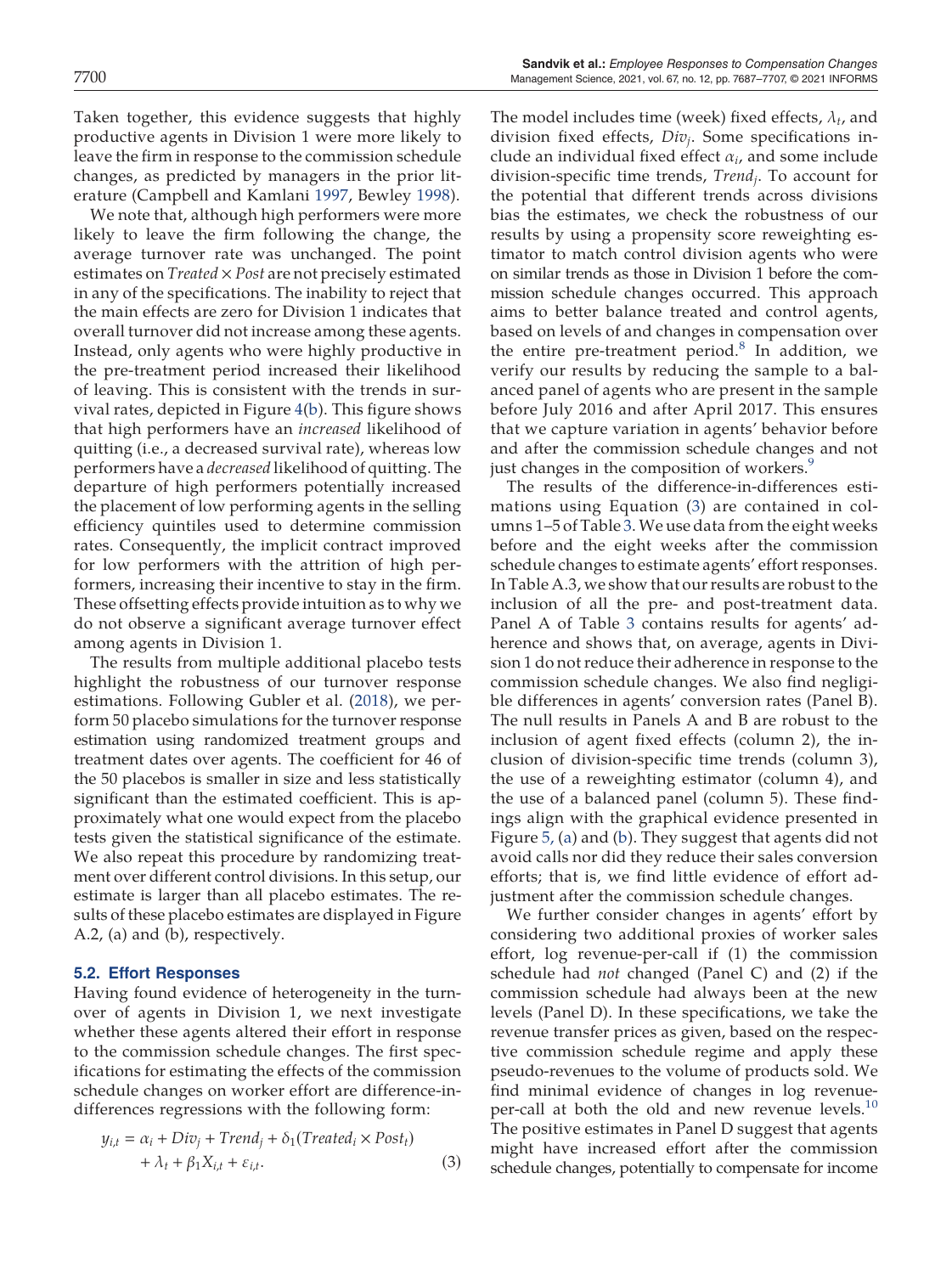Taken together, this evidence suggests that highly productive agents in Division 1 were more likely to leave the firm in response to the commission schedule changes, as predicted by managers in the prior literature (Campbell and Kamlani 1997, Bewley 1998).

We note that, although high performers were more likely to leave the firm following the change, the average turnover rate was unchanged. The point estimates on *Treated* × *Post* are not precisely estimated in any of the specifications. The inability to reject that the main effects are zero for Division 1 indicates that overall turnover did not increase among these agents. Instead, only agents who were highly productive in the pre-treatment period increased their likelihood of leaving. This is consistent with the trends in survival rates, depicted in Figure 4(b). This figure shows that high performers have an *increased* likelihood of quitting (i.e., a decreased survival rate), whereas low performers have a *decreased* likelihood of quitting. The departure of high performers potentially increased the placement of low performing agents in the selling efficiency quintiles used to determine commission rates. Consequently, the implicit contract improved for low performers with the attrition of high performers, increasing their incentive to stay in the firm. These offsetting effects provide intuition as to why we do not observe a significant average turnover effect among agents in Division 1.

The results from multiple additional placebo tests highlight the robustness of our turnover response estimations. Following Gubler et al. (2018), we perform 50 placebo simulations for the turnover response estimation using randomized treatment groups and treatment dates over agents. The coefficient for 46 of the 50 placebos is smaller in size and less statistically significant than the estimated coefficient. This is approximately what one would expect from the placebo tests given the statistical significance of the estimate. We also repeat this procedure by randomizing treatment over different control divisions. In this setup, our estimate is larger than all placebo estimates. The results of these placebo estimates are displayed in Figure A.2, (a) and (b), respectively.

### 5.2. Effort Responses

Having found evidence of heterogeneity in the turnover of agents in Division 1, we next investigate whether these agents altered their effort in response to the commission schedule changes. The first specifications for estimating the effects of the commission schedule changes on worker effort are difference-in-differences regressions with the following form:

$$y_{i,t} = \alpha_i + Div_j + Trend_j + \delta_1(Treated_i \times Post_t) + \lambda_t + \beta_1 X_{i,t} + \varepsilon_{i,t}. \quad (3)$$

The model includes time (week) fixed effects, $\lambda_t$, and division fixed effects, $Div_j$. Some specifications include an individual fixed effect $\alpha_i$, and some include division-specific time trends, $Trend_j$. To account for the potential that different trends across divisions bias the estimates, we check the robustness of our results by using a propensity score reweighting estimator to match control division agents who were on similar trends as those in Division 1 before the commission schedule changes occurred. This approach aims to better balance treated and control agents, based on levels of and changes in compensation over the entire pre-treatment period.[8] In addition, we verify our results by reducing the sample to a balanced panel of agents who are present in the sample before July 2016 and after April 2017. This ensures that we capture variation in agents' behavior before and after the commission schedule changes and not just changes in the composition of workers.[9]

The results of the difference-in-differences estimations using Equation (3) are contained in columns 1–5 of Table 3. We use data from the eight weeks before and the eight weeks after the commission schedule changes to estimate agents' effort responses. In Table A.3, we show that our results are robust to the inclusion of all the pre- and post-treatment data. Panel A of Table 3 contains results for agents' adherence and shows that, on average, agents in Division 1 do not reduce their adherence in response to the commission schedule changes. We also find negligible differences in agents' conversion rates (Panel B). The null results in Panels A and B are robust to the inclusion of agent fixed effects (column 2), the inclusion of division-specific time trends (column 3), the use of a reweighting estimator (column 4), and the use of a balanced panel (column 5). These findings align with the graphical evidence presented in Figure 5, (a) and (b). They suggest that agents did not avoid calls nor did they reduce their sales conversion efforts; that is, we find little evidence of effort adjustment after the commission schedule changes.

We further consider changes in agents' effort by considering two additional proxies of worker sales effort, log revenue-per-call if (1) the commission schedule had *not* changed (Panel C) and (2) if the commission schedule had always been at the new levels (Panel D). In these specifications, we take the revenue transfer prices as given, based on the respective commission schedule regime and apply these pseudo-revenues to the volume of products sold. We find minimal evidence of changes in log revenue-per-call at both the old and new revenue levels.[10] The positive estimates in Panel D suggest that agents might have increased effort after the commission schedule changes, potentially to compensate for income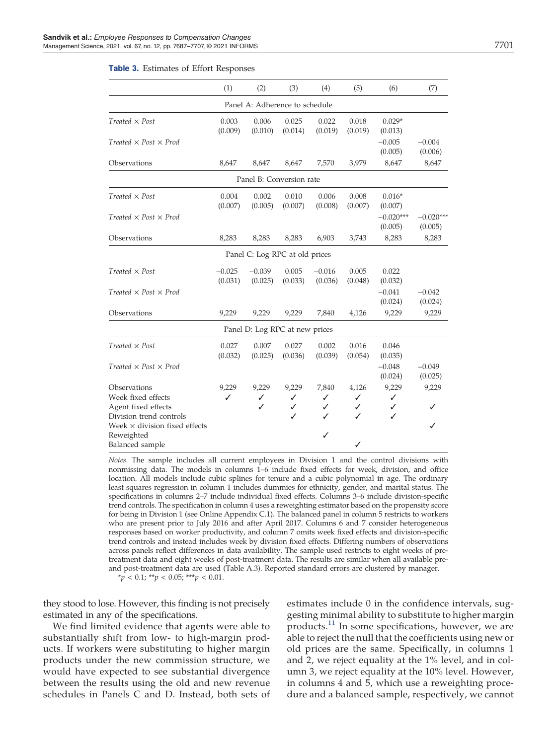**Table 3.** Estimates of Effort Responses

| | (1) | (2) | (3) | (4) | (5) | (6) | (7) |
|---|---|---|---|---|---|---|---|
| | | | Panel A: Adherence to schedule | | | | |
| *Treated × Post* | 0.003 (0.009) | 0.006 (0.010) | 0.025 (0.014) | 0.022 (0.019) | 0.018 (0.019) | 0.029* (0.013) | |
| *Treated × Post × Prod* | | | | | | −0.005 (0.005) | −0.004 (0.006) |
| Observations | 8,647 | 8,647 | 8,647 | 7,570 | 3,979 | 8,647 | 8,647 |
| | | | Panel B: Conversion rate | | | | |
| *Treated × Post* | 0.004 (0.007) | 0.002 (0.005) | 0.010 (0.007) | 0.006 (0.008) | 0.008 (0.007) | 0.016* (0.007) | |
| *Treated × Post × Prod* | | | | | | −0.020*** (0.005) | −0.020*** (0.005) |
| Observations | 8,283 | 8,283 | 8,283 | 6,903 | 3,743 | 8,283 | 8,283 |
| | | | Panel C: Log RPC at old prices | | | | |
| *Treated × Post* | −0.025 (0.031) | −0.039 (0.025) | 0.005 (0.033) | −0.016 (0.036) | 0.005 (0.048) | 0.022 (0.032) | |
| *Treated × Post × Prod* | | | | | | −0.041 (0.024) | −0.042 (0.024) |
| Observations | 9,229 | 9,229 | 9,229 | 7,840 | 4,126 | 9,229 | 9,229 |
| | | | Panel D: Log RPC at new prices | | | | |
| *Treated × Post* | 0.027 (0.032) | 0.007 (0.025) | 0.027 (0.036) | 0.002 (0.039) | 0.016 (0.054) | 0.046 (0.035) | |
| *Treated × Post × Prod* | | | | | | −0.048 (0.024) | −0.049 (0.025) |
| Observations | 9,229 | 9,229 | 9,229 | 7,840 | 4,126 | 9,229 | 9,229 |
| Week fixed effects | ✓ | ✓ | ✓ | ✓ | ✓ | ✓ | |
| Agent fixed effects | | ✓ | ✓ | ✓ | ✓ | ✓ | ✓ |
| Division trend controls | | | ✓ | ✓ | ✓ | ✓ | |
| Week × division fixed effects | | | | | | | ✓ |
| Reweighted | | | | ✓ | | | |
| Balanced sample | | | | | ✓ | | |

*Notes.* The sample includes all current employees in Division 1 and the control divisions with nonmissing data. The models in columns 1–6 include fixed effects for week, division, and office location. All models include cubic splines for tenure and a cubic polynomial in age. The ordinary least squares regression in column 1 includes dummies for ethnicity, gender, and marital status. The specifications in columns 2–7 include individual fixed effects. Columns 3–6 include division-specific trend controls. The specification in column 4 uses a reweighting estimator based on the propensity score for being in Division 1 (see Online Appendix C.1). The balanced panel in column 5 restricts to workers who are present prior to July 2016 and after April 2017. Columns 6 and 7 consider heterogeneous responses based on worker productivity, and column 7 omits week fixed effects and division-specific trend controls and instead includes week by division fixed effects. Differing numbers of observations across panels reflect differences in data availability. The sample used restricts to eight weeks of pretreatment data and eight weeks of post-treatment data. The results are similar when all available pre- and post-treatment data are used (Table A.3). Reported standard errors are clustered by manager.
*$p < 0.1$; **$p < 0.05$; ***$p < 0.01$.

they stood to lose. However, this finding is not precisely estimated in any of the specifications.

We find limited evidence that agents were able to substantially shift from low- to high-margin products. If workers were substituting to higher margin products under the new commission structure, we would have expected to see substantial divergence between the results using the old and new revenue schedules in Panels C and D. Instead, both sets of estimates include 0 in the confidence intervals, suggesting minimal ability to substitute to higher margin products.[11] In some specifications, however, we are able to reject the null that the coefficients using new or old prices are the same. Specifically, in columns 1 and 2, we reject equality at the 1% level, and in column 3, we reject equality at the 10% level. However, in columns 4 and 5, which use a reweighting procedure and a balanced sample, respectively, we cannot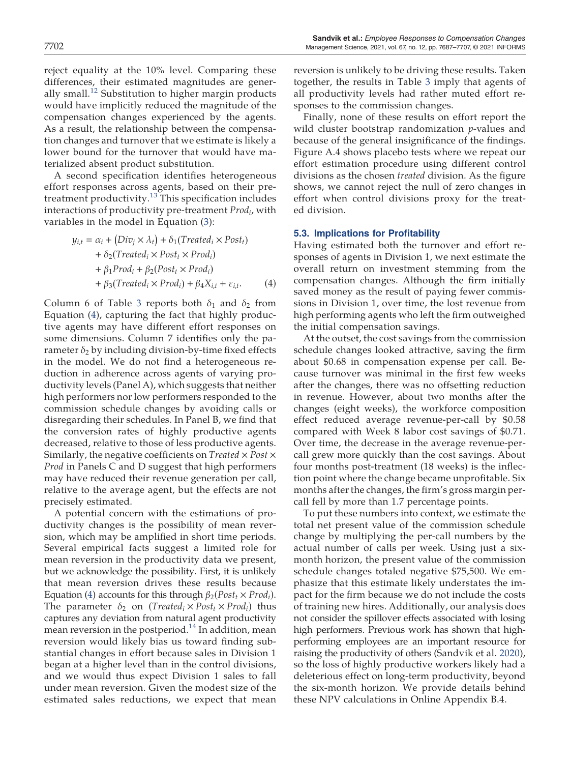reject equality at the 10% level. Comparing these differences, their estimated magnitudes are generally small.[12] Substitution to higher margin products would have implicitly reduced the magnitude of the compensation changes experienced by the agents. As a result, the relationship between the compensation changes and turnover that we estimate is likely a lower bound for the turnover that would have materialized absent product substitution.

A second specification identifies heterogeneous effort responses across agents, based on their pretreatment productivity.[13] This specification includes interactions of productivity pre-treatment $Prod_i$, with variables in the model in Equation (3):

$$
\begin{aligned}
y_{i,t} = \alpha_i &+ (Div_j \times \lambda_t) + \delta_1(Treated_i \times Post_t) \\
&+ \delta_2(Treated_i \times Post_t \times Prod_i) \\
&+ \beta_1 Prod_i + \beta_2(Post_t \times Prod_i) \\
&+ \beta_3(Treated_i \times Prod_i) + \beta_4 X_{i,t} + \varepsilon_{i,t}. \qquad (4)
\end{aligned}
$$

Column 6 of Table 3 reports both $\delta_1$ and $\delta_2$ from Equation (4), capturing the fact that highly productive agents may have different effort responses on some dimensions. Column 7 identifies only the parameter $\delta_2$ by including division-by-time fixed effects in the model. We do not find a heterogeneous reduction in adherence across agents of varying productivity levels (Panel A), which suggests that neither high performers nor low performers responded to the commission schedule changes by avoiding calls or disregarding their schedules. In Panel B, we find that the conversion rates of highly productive agents decreased, relative to those of less productive agents. Similarly, the negative coefficients on *Treated* × *Post* × *Prod* in Panels C and D suggest that high performers may have reduced their revenue generation per call, relative to the average agent, but the effects are not precisely estimated.

A potential concern with the estimations of productivity changes is the possibility of mean reversion, which may be amplified in short time periods. Several empirical facts suggest a limited role for mean reversion in the productivity data we present, but we acknowledge the possibility. First, it is unlikely that mean reversion drives these results because Equation (4) accounts for this through $\beta_2(Post_t \times Prod_i)$. The parameter $\delta_2$ on $(Treated_i \times Post_t \times Prod_i)$ thus captures any deviation from natural agent productivity mean reversion in the postperiod.[14] In addition, mean reversion would likely bias us toward finding substantial changes in effort because sales in Division 1 began at a higher level than in the control divisions, and we would thus expect Division 1 sales to fall under mean reversion. Given the modest size of the estimated sales reductions, we expect that mean reversion is unlikely to be driving these results. Taken together, the results in Table 3 imply that agents of all productivity levels had rather muted effort responses to the commission changes.

Finally, none of these results on effort report the wild cluster bootstrap randomization *p*-values and because of the general insignificance of the findings. Figure A.4 shows placebo tests where we repeat our effort estimation procedure using different control divisions as the chosen *treated* division. As the figure shows, we cannot reject the null of zero changes in effort when control divisions proxy for the treated division.

### 5.3. Implications for Profitability

Having estimated both the turnover and effort responses of agents in Division 1, we next estimate the overall return on investment stemming from the compensation changes. Although the firm initially saved money as the result of paying fewer commissions in Division 1, over time, the lost revenue from high performing agents who left the firm outweighed the initial compensation savings.

At the outset, the cost savings from the commission schedule changes looked attractive, saving the firm about $0.68 in compensation expense per call. Because turnover was minimal in the first few weeks after the changes, there was no offsetting reduction in revenue. However, about two months after the changes (eight weeks), the workforce composition effect reduced average revenue-per-call by $0.58 compared with Week 8 labor cost savings of $0.71. Over time, the decrease in the average revenue-per-call grew more quickly than the cost savings. About four months post-treatment (18 weeks) is the inflection point where the change became unprofitable. Six months after the changes, the firm's gross margin per-call fell by more than 1.7 percentage points.

To put these numbers into context, we estimate the total net present value of the commission schedule change by multiplying the per-call numbers by the actual number of calls per week. Using just a six-month horizon, the present value of the commission schedule changes totaled negative $75,500. We emphasize that this estimate likely understates the impact for the firm because we do not include the costs of training new hires. Additionally, our analysis does not consider the spillover effects associated with losing high performers. Previous work has shown that high-performing employees are an important resource for raising the productivity of others (Sandvik et al. 2020), so the loss of highly productive workers likely had a deleterious effect on long-term productivity, beyond the six-month horizon. We provide details behind these NPV calculations in Online Appendix B.4.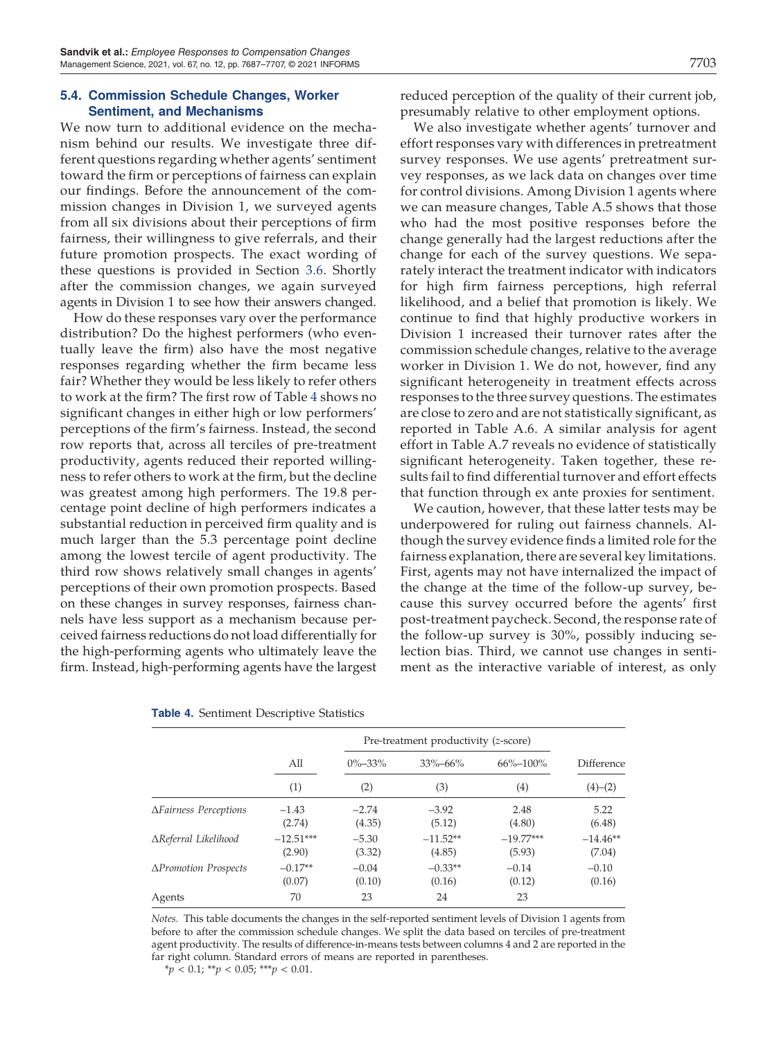### 5.4. Commission Schedule Changes, Worker Sentiment, and Mechanisms

We now turn to additional evidence on the mechanism behind our results. We investigate three different questions regarding whether agents' sentiment toward the firm or perceptions of fairness can explain our findings. Before the announcement of the commission changes in Division 1, we surveyed agents from all six divisions about their perceptions of firm fairness, their willingness to give referrals, and their future promotion prospects. The exact wording of these questions is provided in Section 3.6. Shortly after the commission changes, we again surveyed agents in Division 1 to see how their answers changed.

How do these responses vary over the performance distribution? Do the highest performers (who eventually leave the firm) also have the most negative responses regarding whether the firm became less fair? Whether they would be less likely to refer others to work at the firm? The first row of Table 4 shows no significant changes in either high or low performers' perceptions of the firm's fairness. Instead, the second row reports that, across all terciles of pre-treatment productivity, agents reduced their reported willingness to refer others to work at the firm, but the decline was greatest among high performers. The 19.8 percentage point decline of high performers indicates a substantial reduction in perceived firm quality and is much larger than the 5.3 percentage point decline among the lowest tercile of agent productivity. The third row shows relatively small changes in agents' perceptions of their own promotion prospects. Based on these changes in survey responses, fairness channels have less support as a mechanism because perceived fairness reductions do not load differentially for the high-performing agents who ultimately leave the firm. Instead, high-performing agents have the largest reduced perception of the quality of their current job, presumably relative to other employment options.

We also investigate whether agents' turnover and effort responses vary with differences in pretreatment survey responses. We use agents' pretreatment survey responses, as we lack data on changes over time for control divisions. Among Division 1 agents where we can measure changes, Table A.5 shows that those who had the most positive responses before the change generally had the largest reductions after the change for each of the survey questions. We separately interact the treatment indicator with indicators for high firm fairness perceptions, high referral likelihood, and a belief that promotion is likely. We continue to find that highly productive workers in Division 1 increased their turnover rates after the commission schedule changes, relative to the average worker in Division 1. We do not, however, find any significant heterogeneity in treatment effects across responses to the three survey questions. The estimates are close to zero and are not statistically significant, as reported in Table A.6. A similar analysis for agent effort in Table A.7 reveals no evidence of statistically significant heterogeneity. Taken together, these results fail to find differential turnover and effort effects that function through ex ante proxies for sentiment.

We caution, however, that these latter tests may be underpowered for ruling out fairness channels. Although the survey evidence finds a limited role for the fairness explanation, there are several key limitations. First, agents may not have internalized the impact of the change at the time of the follow-up survey, because this survey occurred before the agents' first post-treatment paycheck. Second, the response rate of the follow-up survey is 30%, possibly inducing selection bias. Third, we cannot use changes in sentiment as the interactive variable of interest, as only

**Table 4.** Sentiment Descriptive Statistics

| | All | Pre-treatment productivity (*z*-score) | | | Difference |
|---|---|---|---|---|---|
| | | 0%–33% | 33%–66% | 66%–100% | |
| | (1) | (2) | (3) | (4) | (4)–(2) |
| *ΔFairness Perceptions* | −1.43 | −2.74 | −3.92 | 2.48 | 5.22 |
| | (2.74) | (4.35) | (5.12) | (4.80) | (6.48) |
| *ΔReferral Likelihood* | −12.51*** | −5.30 | −11.52** | −19.77*** | −14.46** |
| | (2.90) | (3.32) | (4.85) | (5.93) | (7.04) |
| *ΔPromotion Prospects* | −0.17** | −0.04 | −0.33** | −0.14 | −0.10 |
| | (0.07) | (0.10) | (0.16) | (0.12) | (0.16) |
| Agents | 70 | 23 | 24 | 23 | |

*Notes.* This table documents the changes in the self-reported sentiment levels of Division 1 agents from before to after the commission schedule changes. We split the data based on terciles of pre-treatment agent productivity. The results of difference-in-means tests between columns 4 and 2 are reported in the far right column. Standard errors of means are reported in parentheses.

*$p < 0.1$; **$p < 0.05$; ***$p < 0.01$.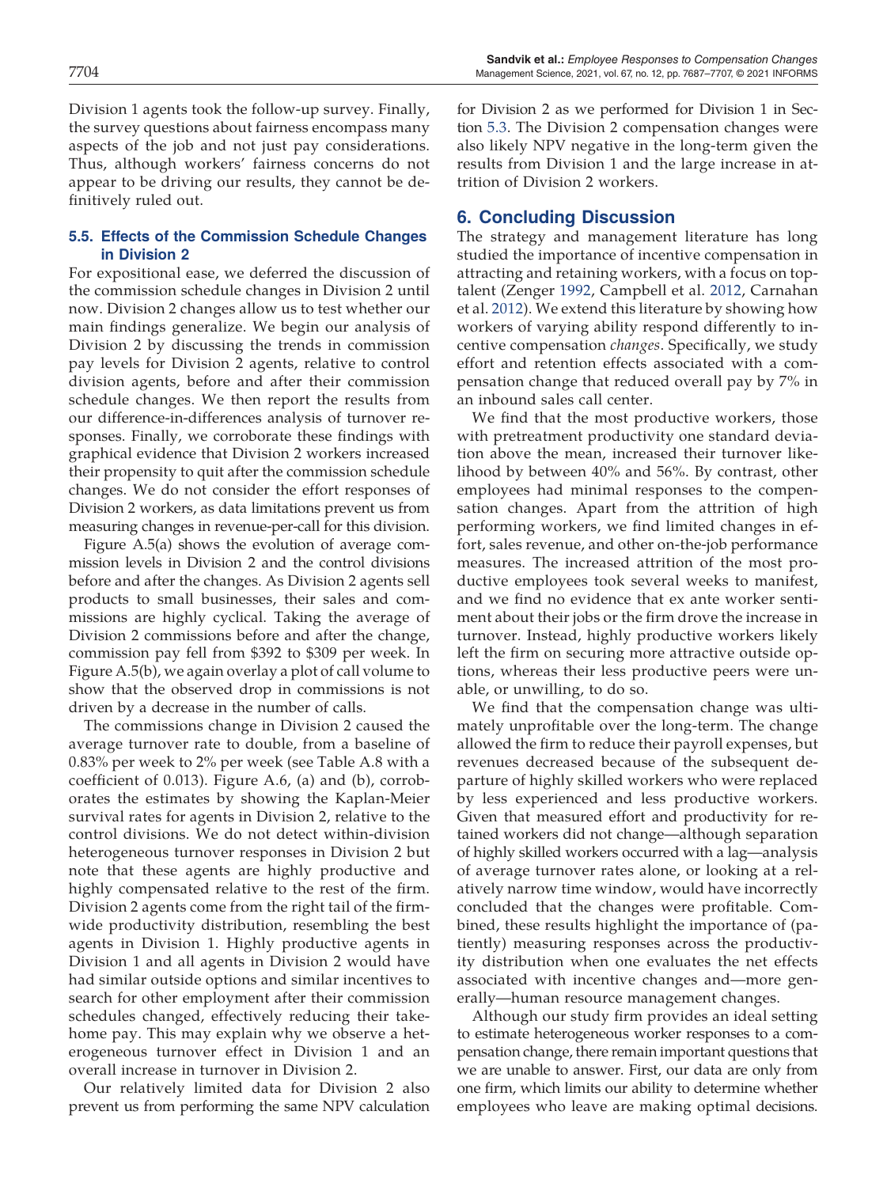Division 1 agents took the follow-up survey. Finally, the survey questions about fairness encompass many aspects of the job and not just pay considerations. Thus, although workers' fairness concerns do not appear to be driving our results, they cannot be definitively ruled out.

### 5.5. Effects of the Commission Schedule Changes in Division 2

For expositional ease, we deferred the discussion of the commission schedule changes in Division 2 until now. Division 2 changes allow us to test whether our main findings generalize. We begin our analysis of Division 2 by discussing the trends in commission pay levels for Division 2 agents, relative to control division agents, before and after their commission schedule changes. We then report the results from our difference-in-differences analysis of turnover responses. Finally, we corroborate these findings with graphical evidence that Division 2 workers increased their propensity to quit after the commission schedule changes. We do not consider the effort responses of Division 2 workers, as data limitations prevent us from measuring changes in revenue-per-call for this division.

Figure A.5(a) shows the evolution of average commission levels in Division 2 and the control divisions before and after the changes. As Division 2 agents sell products to small businesses, their sales and commissions are highly cyclical. Taking the average of Division 2 commissions before and after the change, commission pay fell from \$392 to \$309 per week. In Figure A.5(b), we again overlay a plot of call volume to show that the observed drop in commissions is not driven by a decrease in the number of calls.

The commissions change in Division 2 caused the average turnover rate to double, from a baseline of 0.83% per week to 2% per week (see Table A.8 with a coefficient of 0.013). Figure A.6, (a) and (b), corroborates the estimates by showing the Kaplan-Meier survival rates for agents in Division 2, relative to the control divisions. We do not detect within-division heterogeneous turnover responses in Division 2 but note that these agents are highly productive and highly compensated relative to the rest of the firm. Division 2 agents come from the right tail of the firm-wide productivity distribution, resembling the best agents in Division 1. Highly productive agents in Division 1 and all agents in Division 2 would have had similar outside options and similar incentives to search for other employment after their commission schedules changed, effectively reducing their take-home pay. This may explain why we observe a heterogeneous turnover effect in Division 1 and an overall increase in turnover in Division 2.

Our relatively limited data for Division 2 also prevent us from performing the same NPV calculation for Division 2 as we performed for Division 1 in Section 5.3. The Division 2 compensation changes were also likely NPV negative in the long-term given the results from Division 1 and the large increase in attrition of Division 2 workers.

## 6. Concluding Discussion

The strategy and management literature has long studied the importance of incentive compensation in attracting and retaining workers, with a focus on top-talent (Zenger 1992, Campbell et al. 2012, Carnahan et al. 2012). We extend this literature by showing how workers of varying ability respond differently to incentive compensation *changes*. Specifically, we study effort and retention effects associated with a compensation change that reduced overall pay by 7% in an inbound sales call center.

We find that the most productive workers, those with pretreatment productivity one standard deviation above the mean, increased their turnover likelihood by between 40% and 56%. By contrast, other employees had minimal responses to the compensation changes. Apart from the attrition of high performing workers, we find limited changes in effort, sales revenue, and other on-the-job performance measures. The increased attrition of the most productive employees took several weeks to manifest, and we find no evidence that ex ante worker sentiment about their jobs or the firm drove the increase in turnover. Instead, highly productive workers likely left the firm on securing more attractive outside options, whereas their less productive peers were unable, or unwilling, to do so.

We find that the compensation change was ultimately unprofitable over the long-term. The change allowed the firm to reduce their payroll expenses, but revenues decreased because of the subsequent departure of highly skilled workers who were replaced by less experienced and less productive workers. Given that measured effort and productivity for retained workers did not change—although separation of highly skilled workers occurred with a lag—analysis of average turnover rates alone, or looking at a relatively narrow time window, would have incorrectly concluded that the changes were profitable. Combined, these results highlight the importance of (patiently) measuring responses across the productivity distribution when one evaluates the net effects associated with incentive changes and—more generally—human resource management changes.

Although our study firm provides an ideal setting to estimate heterogeneous worker responses to a compensation change, there remain important questions that we are unable to answer. First, our data are only from one firm, which limits our ability to determine whether employees who leave are making optimal decisions.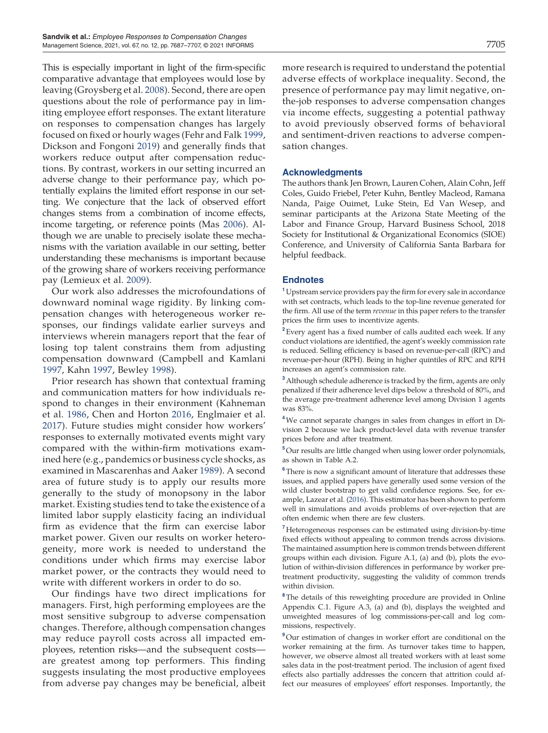This is especially important in light of the firm-specific comparative advantage that employees would lose by leaving (Groysberg et al. 2008). Second, there are open questions about the role of performance pay in limiting employee effort responses. The extant literature on responses to compensation changes has largely focused on fixed or hourly wages (Fehr and Falk 1999, Dickson and Fongoni 2019) and generally finds that workers reduce output after compensation reductions. By contrast, workers in our setting incurred an adverse change to their performance pay, which potentially explains the limited effort response in our setting. We conjecture that the lack of observed effort changes stems from a combination of income effects, income targeting, or reference points (Mas 2006). Although we are unable to precisely isolate these mechanisms with the variation available in our setting, better understanding these mechanisms is important because of the growing share of workers receiving performance pay (Lemieux et al. 2009).

Our work also addresses the microfoundations of downward nominal wage rigidity. By linking compensation changes with heterogeneous worker responses, our findings validate earlier surveys and interviews wherein managers report that the fear of losing top talent constrains them from adjusting compensation downward (Campbell and Kamlani 1997, Kahn 1997, Bewley 1998).

Prior research has shown that contextual framing and communication matters for how individuals respond to changes in their environment (Kahneman et al. 1986, Chen and Horton 2016, Englmaier et al. 2017). Future studies might consider how workers' responses to externally motivated events might vary compared with the within-firm motivations examined here (e.g., pandemics or business cycle shocks, as examined in Mascarenhas and Aaker 1989). A second area of future study is to apply our results more generally to the study of monopsony in the labor market. Existing studies tend to take the existence of a limited labor supply elasticity facing an individual firm as evidence that the firm can exercise labor market power. Given our results on worker heterogeneity, more work is needed to understand the conditions under which firms may exercise labor market power, or the contracts they would need to write with different workers in order to do so.

Our findings have two direct implications for managers. First, high performing employees are the most sensitive subgroup to adverse compensation changes. Therefore, although compensation changes may reduce payroll costs across all impacted employees, retention risks—and the subsequent costs—are greatest among top performers. This finding suggests insulating the most productive employees from adverse pay changes may be beneficial, albeit more research is required to understand the potential adverse effects of workplace inequality. Second, the presence of performance pay may limit negative, on-the-job responses to adverse compensation changes via income effects, suggesting a potential pathway to avoid previously observed forms of behavioral and sentiment-driven reactions to adverse compensation changes.

## Acknowledgments

The authors thank Jen Brown, Lauren Cohen, Alain Cohn, Jeff Coles, Guido Friebel, Peter Kuhn, Bentley Macleod, Ramana Nanda, Paige Ouimet, Luke Stein, Ed Van Wesep, and seminar participants at the Arizona State Meeting of the Labor and Finance Group, Harvard Business School, 2018 Society for Institutional & Organizational Economics (SIOE) Conference, and University of California Santa Barbara for helpful feedback.

## Endnotes

[1] Upstream service providers pay the firm for every sale in accordance with set contracts, which leads to the top-line revenue generated for the firm. All use of the term *revenue* in this paper refers to the transfer prices the firm uses to incentivize agents.

[2] Every agent has a fixed number of calls audited each week. If any conduct violations are identified, the agent's weekly commission rate is reduced. Selling efficiency is based on revenue-per-call (RPC) and revenue-per-hour (RPH). Being in higher quintiles of RPC and RPH increases an agent's commission rate.

[3] Although schedule adherence is tracked by the firm, agents are only penalized if their adherence level dips below a threshold of 80%, and the average pre-treatment adherence level among Division 1 agents was 83%.

[4] We cannot separate changes in sales from changes in effort in Division 2 because we lack product-level data with revenue transfer prices before and after treatment.

[5] Our results are little changed when using lower order polynomials, as shown in Table A.2.

[6] There is now a significant amount of literature that addresses these issues, and applied papers have generally used some version of the wild cluster bootstrap to get valid confidence regions. See, for example, Lazear et al. (2016). This estimator has been shown to perform well in simulations and avoids problems of over-rejection that are often endemic when there are few clusters.

[7] Heterogeneous responses can be estimated using division-by-time fixed effects without appealing to common trends across divisions. The maintained assumption here is common trends between different groups within each division. Figure A.1, (a) and (b), plots the evolution of within-division differences in performance by worker pretreatment productivity, suggesting the validity of common trends within division.

[8] The details of this reweighting procedure are provided in Online Appendix C.1. Figure A.3, (a) and (b), displays the weighted and unweighted measures of log commissions-per-call and log commissions, respectively.

[9] Our estimation of changes in worker effort are conditional on the worker remaining at the firm. As turnover takes time to happen, however, we observe almost all treated workers with at least some sales data in the post-treatment period. The inclusion of agent fixed effects also partially addresses the concern that attrition could affect our measures of employees' effort responses. Importantly, the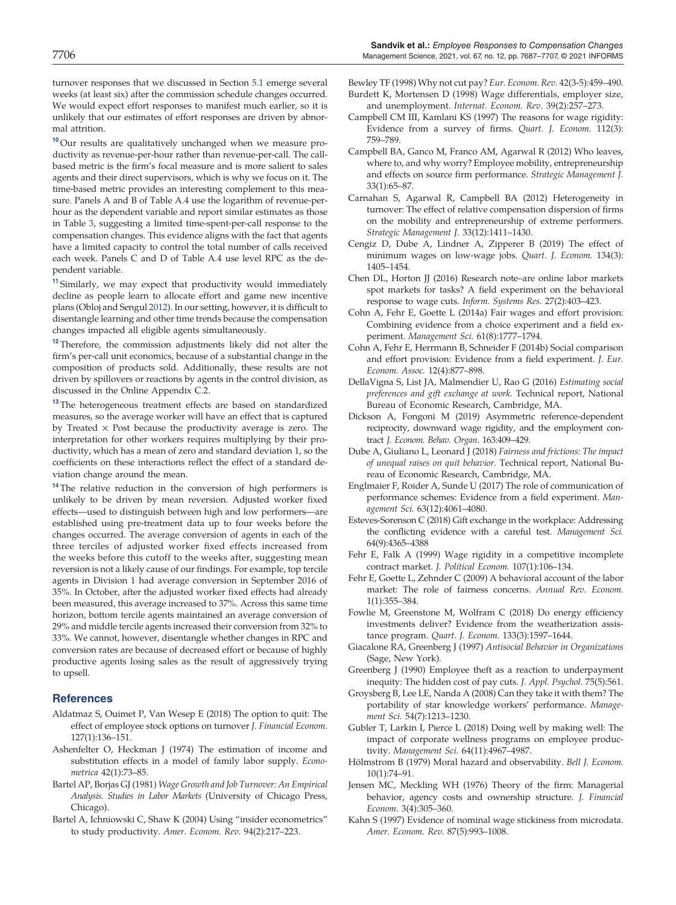turnover responses that we discussed in Section 5.1 emerge several weeks (at least six) after the commission schedule changes occurred. We would expect effort responses to manifest much earlier, so it is unlikely that our estimates of effort responses are driven by abnormal attrition.

[10] Our results are qualitatively unchanged when we measure productivity as revenue-per-hour rather than revenue-per-call. The call-based metric is the firm's focal measure and is more salient to sales agents and their direct supervisors, which is why we focus on it. The time-based metric provides an interesting complement to this measure. Panels A and B of Table A.4 use the logarithm of revenue-per-hour as the dependent variable and report similar estimates as those in Table 3, suggesting a limited time-spent-per-call response to the compensation changes. This evidence aligns with the fact that agents have a limited capacity to control the total number of calls received each week. Panels C and D of Table A.4 use level RPC as the dependent variable.

[11] Similarly, we may expect that productivity would immediately decline as people learn to allocate effort and game new incentive plans (Obloj and Sengul 2012). In our setting, however, it is difficult to disentangle learning and other time trends because the compensation changes impacted all eligible agents simultaneously.

[12] Therefore, the commission adjustments likely did not alter the firm's per-call unit economics, because of a substantial change in the composition of products sold. Additionally, these results are not driven by spillovers or reactions by agents in the control division, as discussed in the Online Appendix C.2.

[13] The heterogeneous treatment effects are based on standardized measures, so the average worker will have an effect that is captured by Treated × Post because the productivity average is zero. The interpretation for other workers requires multiplying by their productivity, which has a mean of zero and standard deviation 1, so the coefficients on these interactions reflect the effect of a standard deviation change around the mean.

[14] The relative reduction in the conversion of high performers is unlikely to be driven by mean reversion. Adjusted worker fixed effects—used to distinguish between high and low performers—are established using pre-treatment data up to four weeks before the changes occurred. The average conversion of agents in each of the three terciles of adjusted worker fixed effects increased from the weeks before this cutoff to the weeks after, suggesting mean reversion is not a likely cause of our findings. For example, top tercile agents in Division 1 had average conversion in September 2016 of 35%. In October, after the adjusted worker fixed effects had already been measured, this average increased to 37%. Across this same time horizon, bottom tercile agents maintained an average conversion of 29% and middle tercile agents increased their conversion from 32% to 33%. We cannot, however, disentangle whether changes in RPC and conversion rates are because of decreased effort or because of highly productive agents losing sales as the result of aggressively trying to upsell.

## References

Aldatmaz S, Ouimet P, Van Wesep E (2018) The option to quit: The effect of employee stock options on turnover *J. Financial Econom.* 127(1):136–151.

Ashenfelter O, Heckman J (1974) The estimation of income and substitution effects in a model of family labor supply. *Econometrica* 42(1):73–85.

Bartel AP, Borjas GJ (1981) *Wage Growth and Job Turnover: An Empirical Analysis. Studies in Labor Markets* (University of Chicago Press, Chicago).

Bartel A, Ichniowski C, Shaw K (2004) Using "insider econometrics" to study productivity. *Amer. Econom. Rev.* 94(2):217–223.

Bewley TF (1998) Why not cut pay? *Eur. Econom. Rev.* 42(3-5):459–490.

Burdett K, Mortensen D (1998) Wage differentials, employer size, and unemployment. *Internat. Econom. Rev.* 39(2):257–273.

Campbell CM III, Kamlani KS (1997) The reasons for wage rigidity: Evidence from a survey of firms. *Quart. J. Econom.* 112(3): 759–789.

Campbell BA, Ganco M, Franco AM, Agarwal R (2012) Who leaves, where to, and why worry? Employee mobility, entrepreneurship and effects on source firm performance. *Strategic Management J.* 33(1):65–87.

Carnahan S, Agarwal R, Campbell BA (2012) Heterogeneity in turnover: The effect of relative compensation dispersion of firms on the mobility and entrepreneurship of extreme performers. *Strategic Management J.* 33(12):1411–1430.

Cengiz D, Dube A, Lindner A, Zipperer B (2019) The effect of minimum wages on low-wage jobs. *Quart. J. Econom.* 134(3): 1405–1454.

Chen DL, Horton JJ (2016) Research note–are online labor markets spot markets for tasks? A field experiment on the behavioral response to wage cuts. *Inform. Systems Res.* 27(2):403–423.

Cohn A, Fehr E, Goette L (2014a) Fair wages and effort provision: Combining evidence from a choice experiment and a field experiment. *Management Sci.* 61(8):1777–1794.

Cohn A, Fehr E, Herrmann B, Schneider F (2014b) Social comparison and effort provision: Evidence from a field experiment. *J. Eur. Econom. Assoc.* 12(4):877–898.

DellaVigna S, List JA, Malmendier U, Rao G (2016) *Estimating social preferences and gift exchange at work.* Technical report, National Bureau of Economic Research, Cambridge, MA.

Dickson A, Fongoni M (2019) Asymmetric reference-dependent reciprocity, downward wage rigidity, and the employment contract *J. Econom. Behav. Organ.* 163:409–429.

Dube A, Giuliano L, Leonard J (2018) *Fairness and frictions: The impact of unequal raises on quit behavior.* Technical report, National Bureau of Economic Research, Cambridge, MA.

Englmaier F, Roider A, Sunde U (2017) The role of communication of performance schemes: Evidence from a field experiment. *Management Sci.* 63(12):4061–4080.

Esteves-Sorenson C (2018) Gift exchange in the workplace: Addressing the conflicting evidence with a careful test. *Management Sci.* 64(9):4365–4388

Fehr E, Falk A (1999) Wage rigidity in a competitive incomplete contract market. *J. Political Econom.* 107(1):106–134.

Fehr E, Goette L, Zehnder C (2009) A behavioral account of the labor market: The role of fairness concerns. *Annual Rev. Econom.* 1(1):355–384.

Fowlie M, Greenstone M, Wolfram C (2018) Do energy efficiency investments deliver? Evidence from the weatherization assistance program. *Quart. J. Econom.* 133(3):1597–1644.

Giacalone RA, Greenberg J (1997) *Antisocial Behavior in Organizations* (Sage, New York).

Greenberg J (1990) Employee theft as a reaction to underpayment inequity: The hidden cost of pay cuts. *J. Appl. Psychol.* 75(5):561.

Groysberg B, Lee LE, Nanda A (2008) Can they take it with them? The portability of star knowledge workers' performance. *Management Sci.* 54(7):1213–1230.

Gubler T, Larkin I, Pierce L (2018) Doing well by making well: The impact of corporate wellness programs on employee productivity. *Management Sci.* 64(11):4967–4987.

Hölmstrom B (1979) Moral hazard and observability. *Bell J. Econom.* 10(1):74–91.

Jensen MC, Meckling WH (1976) Theory of the firm: Managerial behavior, agency costs and ownership structure. *J. Financial Econom.* 3(4):305–360.

Kahn S (1997) Evidence of nominal wage stickiness from microdata. *Amer. Econom. Rev.* 87(5):993–1008.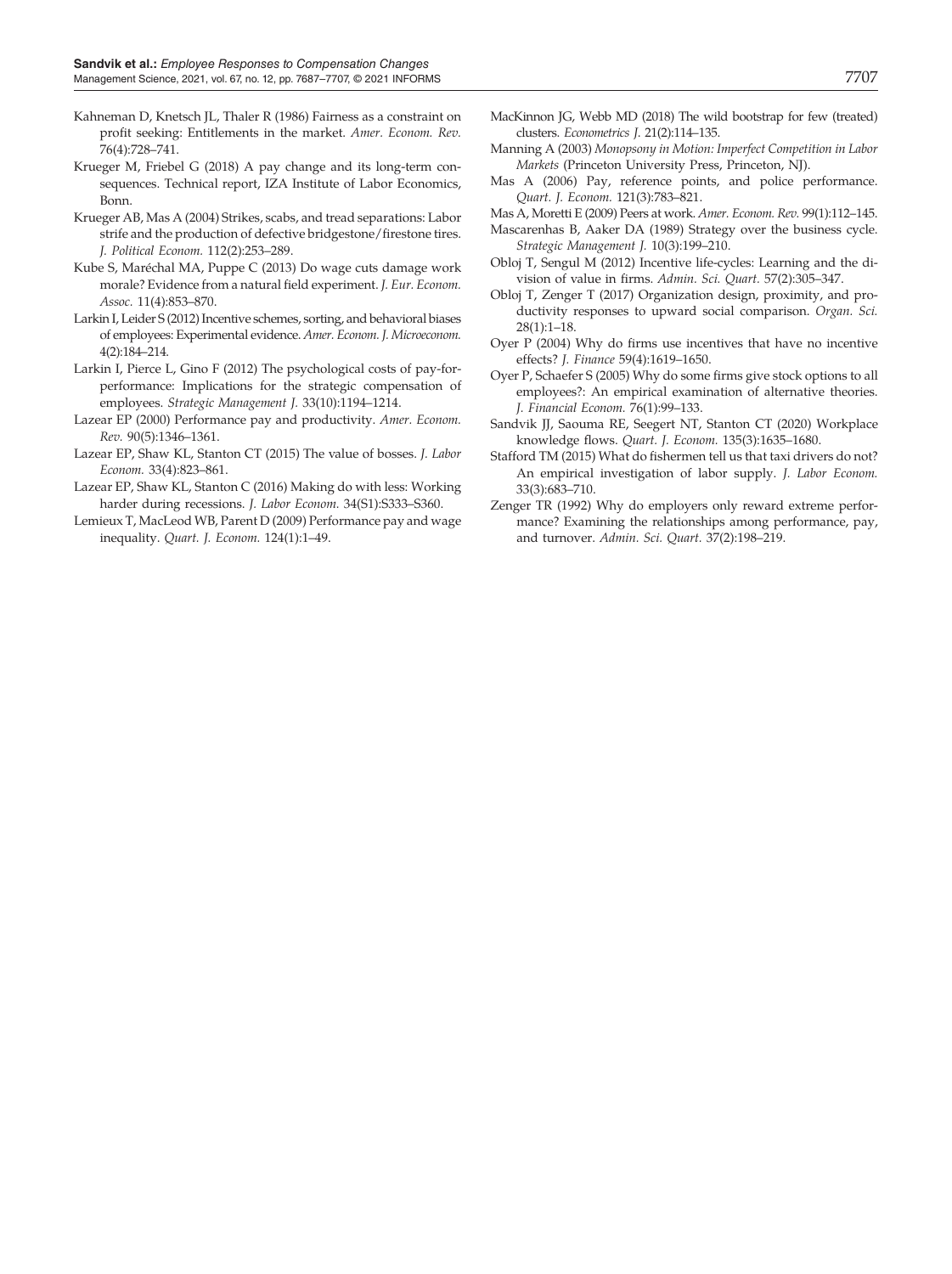Kahneman D, Knetsch JL, Thaler R (1986) Fairness as a constraint on profit seeking: Entitlements in the market. *Amer. Econom. Rev.* 76(4):728–741.

Krueger M, Friebel G (2018) A pay change and its long-term consequences. Technical report, IZA Institute of Labor Economics, Bonn.

Krueger AB, Mas A (2004) Strikes, scabs, and tread separations: Labor strife and the production of defective bridgestone/firestone tires. *J. Political Econom.* 112(2):253–289.

Kube S, Maréchal MA, Puppe C (2013) Do wage cuts damage work morale? Evidence from a natural field experiment. *J. Eur. Econom. Assoc.* 11(4):853–870.

Larkin I, Leider S (2012) Incentive schemes, sorting, and behavioral biases of employees: Experimental evidence. *Amer. Econom. J. Microeconom.* 4(2):184–214.

Larkin I, Pierce L, Gino F (2012) The psychological costs of pay-for-performance: Implications for the strategic compensation of employees. *Strategic Management J.* 33(10):1194–1214.

Lazear EP (2000) Performance pay and productivity. *Amer. Econom. Rev.* 90(5):1346–1361.

Lazear EP, Shaw KL, Stanton CT (2015) The value of bosses. *J. Labor Econom.* 33(4):823–861.

Lazear EP, Shaw KL, Stanton C (2016) Making do with less: Working harder during recessions. *J. Labor Econom.* 34(S1):S333–S360.

Lemieux T, MacLeod WB, Parent D (2009) Performance pay and wage inequality. *Quart. J. Econom.* 124(1):1–49.

MacKinnon JG, Webb MD (2018) The wild bootstrap for few (treated) clusters. *Econometrics J.* 21(2):114–135.

Manning A (2003) *Monopsony in Motion: Imperfect Competition in Labor Markets* (Princeton University Press, Princeton, NJ).

Mas A (2006) Pay, reference points, and police performance. *Quart. J. Econom.* 121(3):783–821.

Mas A, Moretti E (2009) Peers at work. *Amer. Econom. Rev.* 99(1):112–145.

Mascarenhas B, Aaker DA (1989) Strategy over the business cycle. *Strategic Management J.* 10(3):199–210.

Obloj T, Sengul M (2012) Incentive life-cycles: Learning and the division of value in firms. *Admin. Sci. Quart.* 57(2):305–347.

Obloj T, Zenger T (2017) Organization design, proximity, and productivity responses to upward social comparison. *Organ. Sci.* 28(1):1–18.

Oyer P (2004) Why do firms use incentives that have no incentive effects? *J. Finance* 59(4):1619–1650.

Oyer P, Schaefer S (2005) Why do some firms give stock options to all employees?: An empirical examination of alternative theories. *J. Financial Econom.* 76(1):99–133.

Sandvik JJ, Saouma RE, Seegert NT, Stanton CT (2020) Workplace knowledge flows. *Quart. J. Econom.* 135(3):1635–1680.

Stafford TM (2015) What do fishermen tell us that taxi drivers do not? An empirical investigation of labor supply. *J. Labor Econom.* 33(3):683–710.

Zenger TR (1992) Why do employers only reward extreme performance? Examining the relationships among performance, pay, and turnover. *Admin. Sci. Quart.* 37(2):198–219.